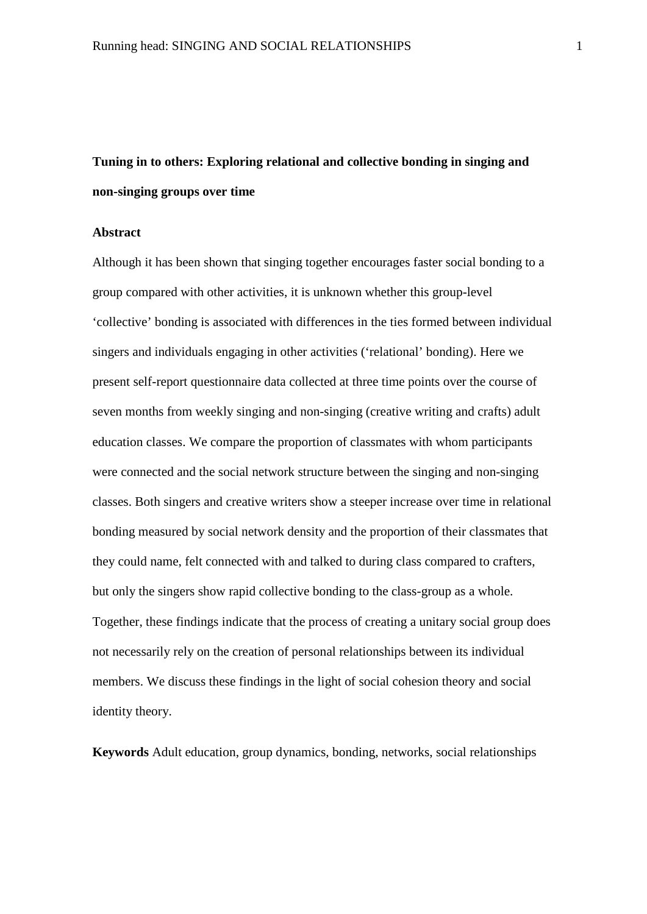# Tuning in to others: Exploring relational and collective bonding in singing and non-singing groups over time

## Abstract

Although it has been shown that singing together encourages faster social bonding to a group compared with other activities, it is unknown whether this group-level 'collective' bonding is associated with differences in the ties formed between individual singers and individuals engaging in other activities ('relational' bonding). Here we present self-report questionnaire data collected at three time points over the course of seven months from weekly singing and non-singing (creative writing and crafts) adult education classes. We compare the proportion of classmates with whom participants were connected and the social network structure between the singing and non-singing classes. Both singers and creative writers show a steeper increase over time in relational bonding measured by social network density and the proportion of their classmates that they could name, felt connected with and talked to during class compared to crafters, but only the singers show rapid collective bonding to the class-group as a whole. Together, these findings indicate that the process of creating a unitary social group does not necessarily rely on the creation of personal relationships between its individual members. We discuss these findings in the light of social cohesion theory and social identity theory.

**Keywords** Adult education, group dynamics, bonding, networks, social relationships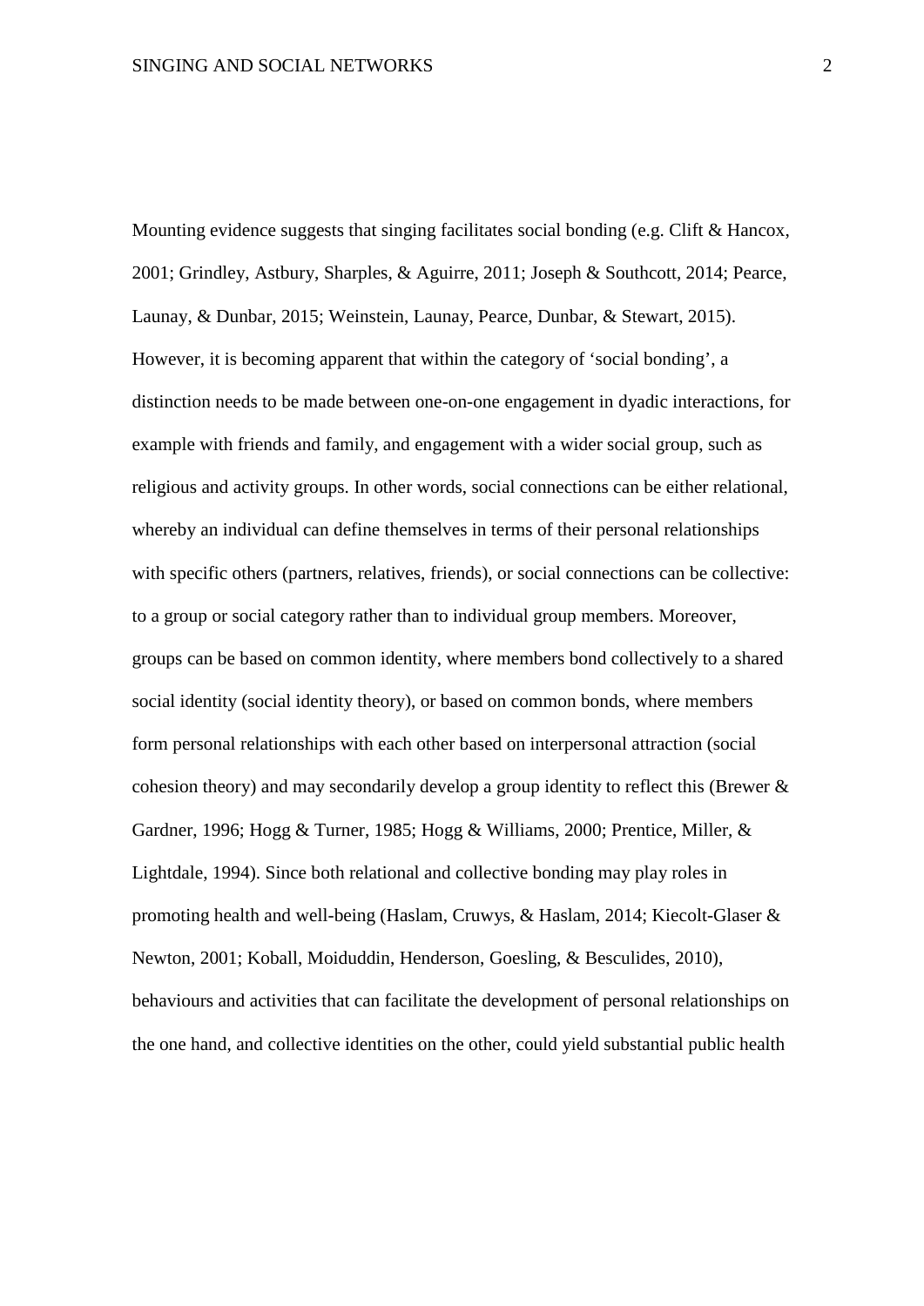Mounting evidence suggests that singing facilitates social bonding (e.g. Clift & Hancox, 2001; Grindley, Astbury, Sharples, & Aguirre, 2011; Joseph & Southcott, 2014; Pearce, Launay, & Dunbar, 2015; Weinstein, Launay, Pearce, Dunbar, & Stewart, 2015). However, it is becoming apparent that within the category of 'social bonding', a distinction needs to be made between one-on-one engagement in dyadic interactions, for example with friends and family, and engagement with a wider social group, such as religious and activity groups. In other words, social connections can be either relational, whereby an individual can define themselves in terms of their personal relationships with specific others (partners, relatives, friends), or social connections can be collective: to a group or social category rather than to individual group members. Moreover, groups can be based on common identity, where members bond collectively to a shared social identity (social identity theory), or based on common bonds, where members form personal relationships with each other based on interpersonal attraction (social cohesion theory) and may secondarily develop a group identity to reflect this (Brewer & Gardner, 1996; Hogg & Turner, 1985; Hogg & Williams, 2000; Prentice, Miller, & Lightdale, 1994). Since both relational and collective bonding may play roles in promoting health and well-being (Haslam, Cruwys, & Haslam, 2014; Kiecolt-Glaser & Newton, 2001; Koball, Moiduddin, Henderson, Goesling, & Besculides, 2010), behaviours and activities that can facilitate the development of personal relationships on the one hand, and collective identities on the other, could yield substantial public health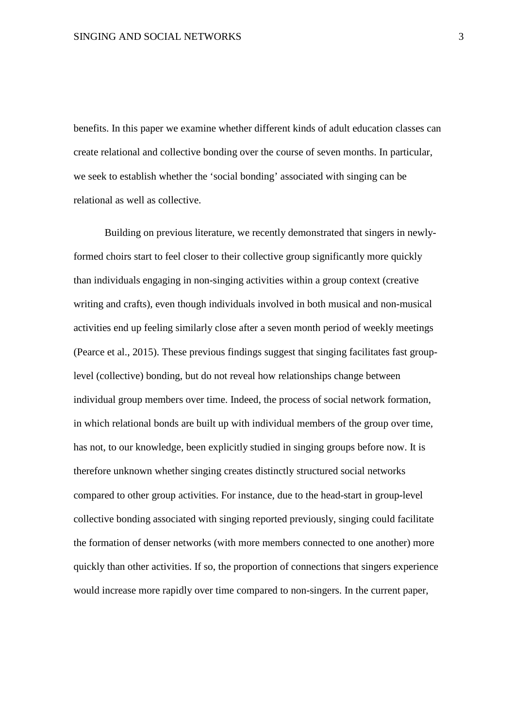benefits. In this paper we examine whether different kinds of adult education classes can create relational and collective bonding over the course of seven months. In particular, we seek to establish whether the 'social bonding' associated with singing can be relational as well as collective.

Building on previous literature, we recently demonstrated that singers in newly-formed choirs start to feel closer to their collective group significantly more quickly than individuals engaging in non-singing activities within a group context (creative writing and crafts), even though individuals involved in both musical and non-musical activities end up feeling similarly close after a seven month period of weekly meetings (Pearce et al., 2015). These previous findings suggest that singing facilitates fast group-level (collective) bonding, but do not reveal how relationships change between individual group members over time. Indeed, the process of social network formation, in which relational bonds are built up with individual members of the group over time, has not, to our knowledge, been explicitly studied in singing groups before now. It is therefore unknown whether singing creates distinctly structured social networks compared to other group activities. For instance, due to the head-start in group-level collective bonding associated with singing reported previously, singing could facilitate the formation of denser networks (with more members connected to one another) more quickly than other activities. If so, the proportion of connections that singers experience would increase more rapidly over time compared to non-singers. In the current paper,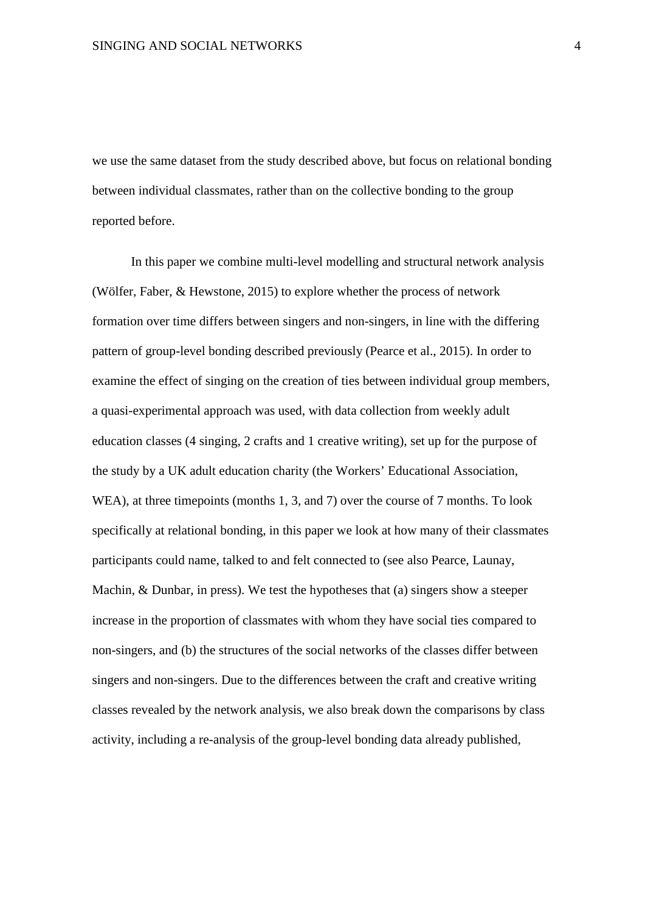we use the same dataset from the study described above, but focus on relational bonding between individual classmates, rather than on the collective bonding to the group reported before.

In this paper we combine multi-level modelling and structural network analysis (Wölfer, Faber, & Hewstone, 2015) to explore whether the process of network formation over time differs between singers and non-singers, in line with the differing pattern of group-level bonding described previously (Pearce et al., 2015). In order to examine the effect of singing on the creation of ties between individual group members, a quasi-experimental approach was used, with data collection from weekly adult education classes (4 singing, 2 crafts and 1 creative writing), set up for the purpose of the study by a UK adult education charity (the Workers' Educational Association, WEA), at three timepoints (months 1, 3, and 7) over the course of 7 months. To look specifically at relational bonding, in this paper we look at how many of their classmates participants could name, talked to and felt connected to (see also Pearce, Launay, Machin, & Dunbar, in press). We test the hypotheses that (a) singers show a steeper increase in the proportion of classmates with whom they have social ties compared to non-singers, and (b) the structures of the social networks of the classes differ between singers and non-singers. Due to the differences between the craft and creative writing classes revealed by the network analysis, we also break down the comparisons by class activity, including a re-analysis of the group-level bonding data already published,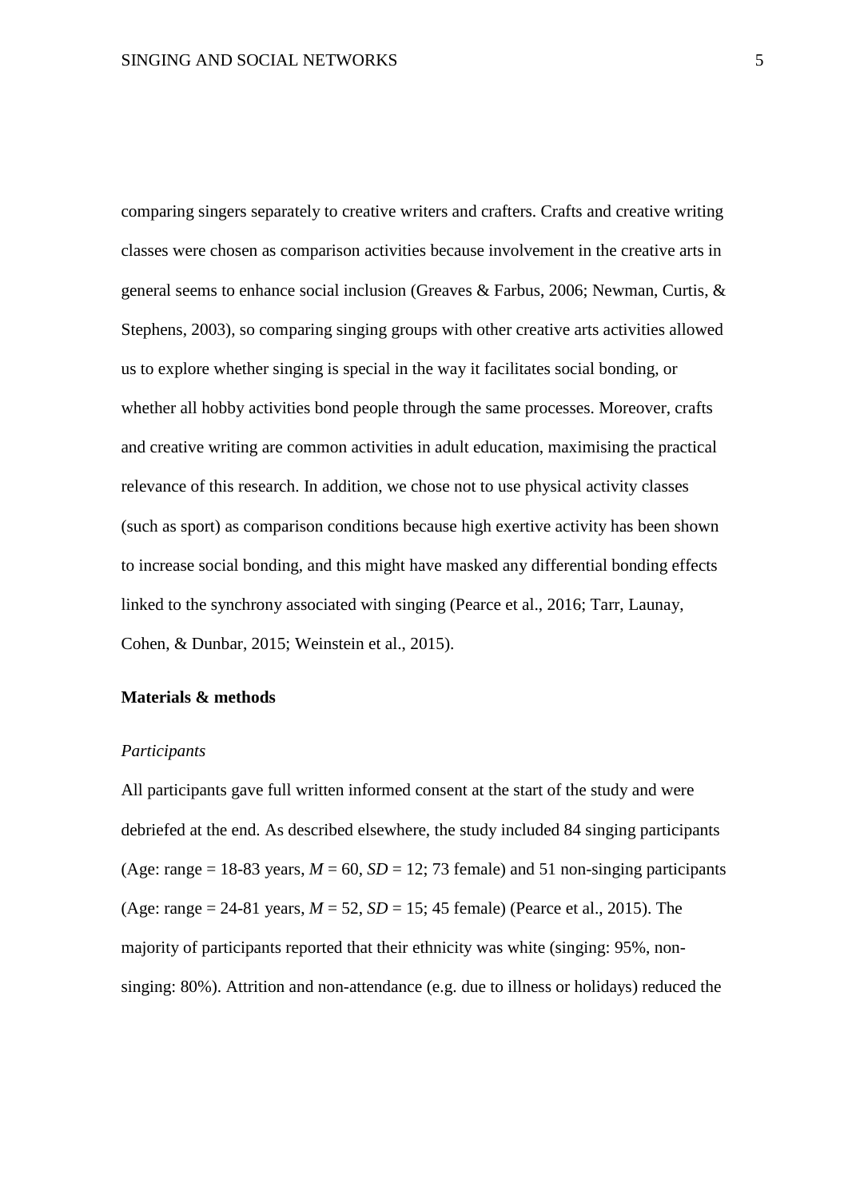comparing singers separately to creative writers and crafters. Crafts and creative writing classes were chosen as comparison activities because involvement in the creative arts in general seems to enhance social inclusion (Greaves & Farbus, 2006; Newman, Curtis, & Stephens, 2003), so comparing singing groups with other creative arts activities allowed us to explore whether singing is special in the way it facilitates social bonding, or whether all hobby activities bond people through the same processes. Moreover, crafts and creative writing are common activities in adult education, maximising the practical relevance of this research. In addition, we chose not to use physical activity classes (such as sport) as comparison conditions because high exertive activity has been shown to increase social bonding, and this might have masked any differential bonding effects linked to the synchrony associated with singing (Pearce et al., 2016; Tarr, Launay, Cohen, & Dunbar, 2015; Weinstein et al., 2015).

## Materials & methods

### *Participants*

All participants gave full written informed consent at the start of the study and were debriefed at the end. As described elsewhere, the study included 84 singing participants (Age: range = 18-83 years, $M = 60$, $SD = 12$; 73 female) and 51 non-singing participants (Age: range = 24-81 years, $M = 52$, $SD = 15$; 45 female) (Pearce et al., 2015). The majority of participants reported that their ethnicity was white (singing: 95%, non-singing: 80%). Attrition and non-attendance (e.g. due to illness or holidays) reduced the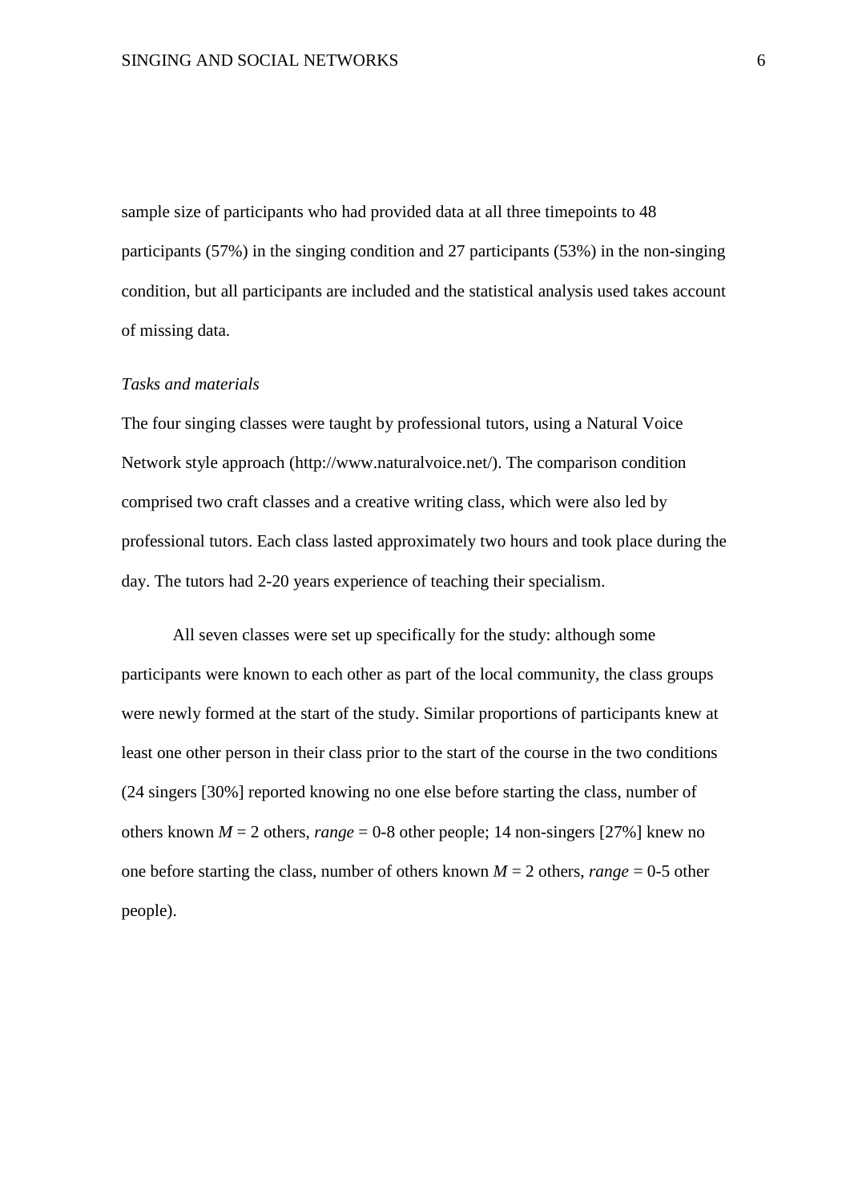sample size of participants who had provided data at all three timepoints to 48 participants (57%) in the singing condition and 27 participants (53%) in the non-singing condition, but all participants are included and the statistical analysis used takes account of missing data.

*Tasks and materials*

The four singing classes were taught by professional tutors, using a Natural Voice Network style approach (http://www.naturalvoice.net/). The comparison condition comprised two craft classes and a creative writing class, which were also led by professional tutors. Each class lasted approximately two hours and took place during the day. The tutors had 2-20 years experience of teaching their specialism.

All seven classes were set up specifically for the study: although some participants were known to each other as part of the local community, the class groups were newly formed at the start of the study. Similar proportions of participants knew at least one other person in their class prior to the start of the course in the two conditions (24 singers [30%] reported knowing no one else before starting the class, number of others known $M$ = 2 others, *range* = 0-8 other people; 14 non-singers [27%] knew no one before starting the class, number of others known $M$ = 2 others, *range* = 0-5 other people).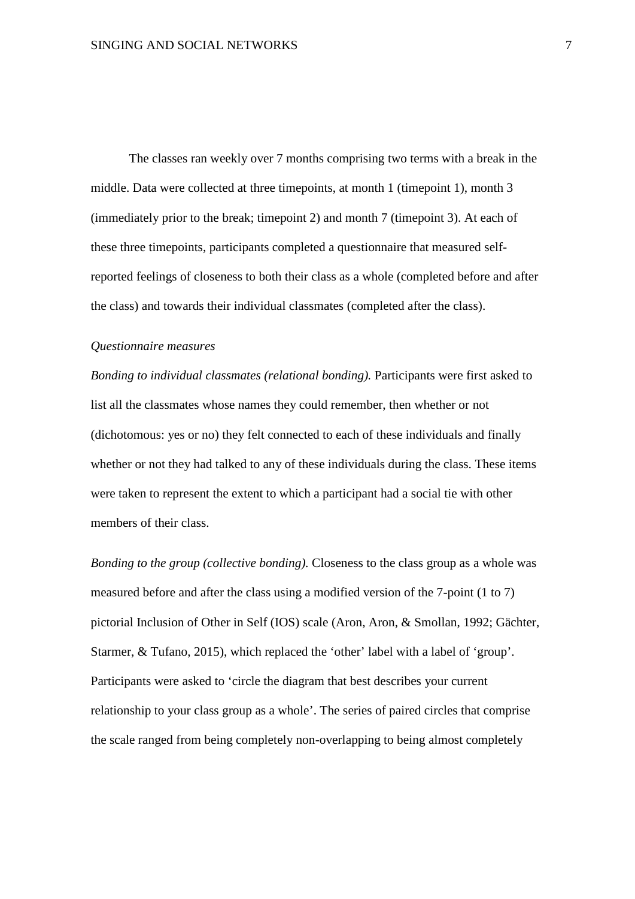The classes ran weekly over 7 months comprising two terms with a break in the middle. Data were collected at three timepoints, at month 1 (timepoint 1), month 3 (immediately prior to the break; timepoint 2) and month 7 (timepoint 3). At each of these three timepoints, participants completed a questionnaire that measured self-reported feelings of closeness to both their class as a whole (completed before and after the class) and towards their individual classmates (completed after the class).

*Questionnaire measures*

*Bonding to individual classmates (relational bonding).* Participants were first asked to list all the classmates whose names they could remember, then whether or not (dichotomous: yes or no) they felt connected to each of these individuals and finally whether or not they had talked to any of these individuals during the class. These items were taken to represent the extent to which a participant had a social tie with other members of their class.

*Bonding to the group (collective bonding).* Closeness to the class group as a whole was measured before and after the class using a modified version of the 7-point (1 to 7) pictorial Inclusion of Other in Self (IOS) scale (Aron, Aron, & Smollan, 1992; Gächter, Starmer, & Tufano, 2015), which replaced the 'other' label with a label of 'group'. Participants were asked to 'circle the diagram that best describes your current relationship to your class group as a whole'. The series of paired circles that comprise the scale ranged from being completely non-overlapping to being almost completely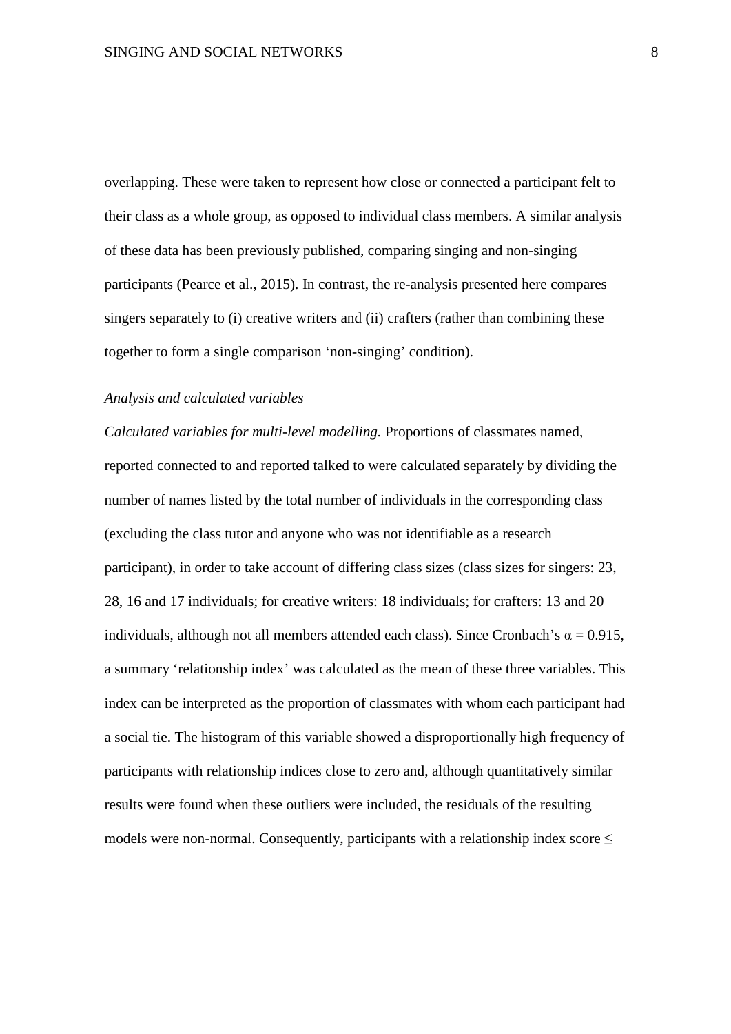overlapping. These were taken to represent how close or connected a participant felt to their class as a whole group, as opposed to individual class members. A similar analysis of these data has been previously published, comparing singing and non-singing participants (Pearce et al., 2015). In contrast, the re-analysis presented here compares singers separately to (i) creative writers and (ii) crafters (rather than combining these together to form a single comparison 'non-singing' condition).

*Analysis and calculated variables*

*Calculated variables for multi-level modelling.* Proportions of classmates named, reported connected to and reported talked to were calculated separately by dividing the number of names listed by the total number of individuals in the corresponding class (excluding the class tutor and anyone who was not identifiable as a research participant), in order to take account of differing class sizes (class sizes for singers: 23, 28, 16 and 17 individuals; for creative writers: 18 individuals; for crafters: 13 and 20 individuals, although not all members attended each class). Since Cronbach's $\alpha = 0.915$, a summary 'relationship index' was calculated as the mean of these three variables. This index can be interpreted as the proportion of classmates with whom each participant had a social tie. The histogram of this variable showed a disproportionally high frequency of participants with relationship indices close to zero and, although quantitatively similar results were found when these outliers were included, the residuals of the resulting models were non-normal. Consequently, participants with a relationship index score $\leq$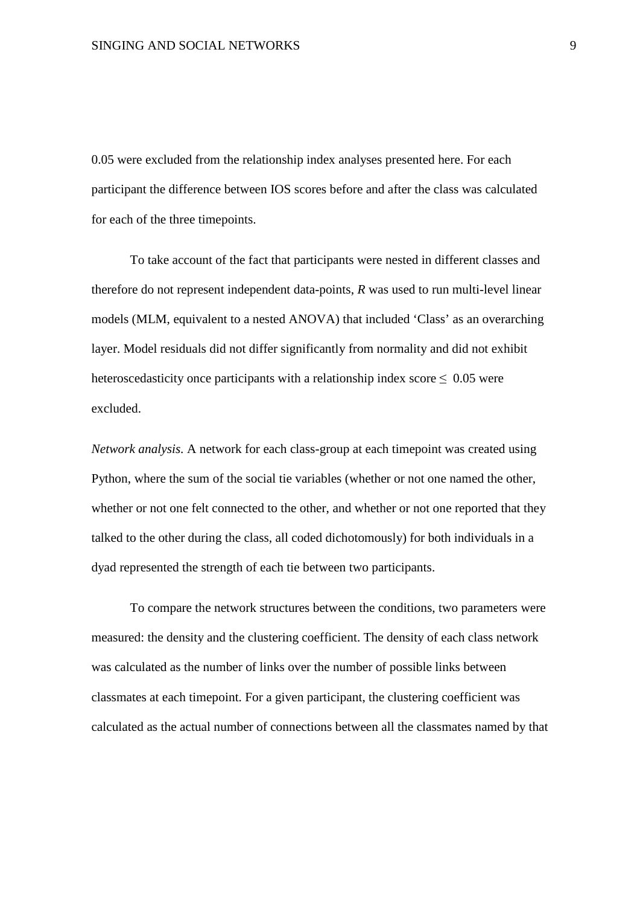0.05 were excluded from the relationship index analyses presented here. For each participant the difference between IOS scores before and after the class was calculated for each of the three timepoints.

To take account of the fact that participants were nested in different classes and therefore do not represent independent data-points, *R* was used to run multi-level linear models (MLM, equivalent to a nested ANOVA) that included 'Class' as an overarching layer. Model residuals did not differ significantly from normality and did not exhibit heteroscedasticity once participants with a relationship index score $\leq$ 0.05 were excluded.

*Network analysis.* A network for each class-group at each timepoint was created using Python, where the sum of the social tie variables (whether or not one named the other, whether or not one felt connected to the other, and whether or not one reported that they talked to the other during the class, all coded dichotomously) for both individuals in a dyad represented the strength of each tie between two participants.

To compare the network structures between the conditions, two parameters were measured: the density and the clustering coefficient. The density of each class network was calculated as the number of links over the number of possible links between classmates at each timepoint. For a given participant, the clustering coefficient was calculated as the actual number of connections between all the classmates named by that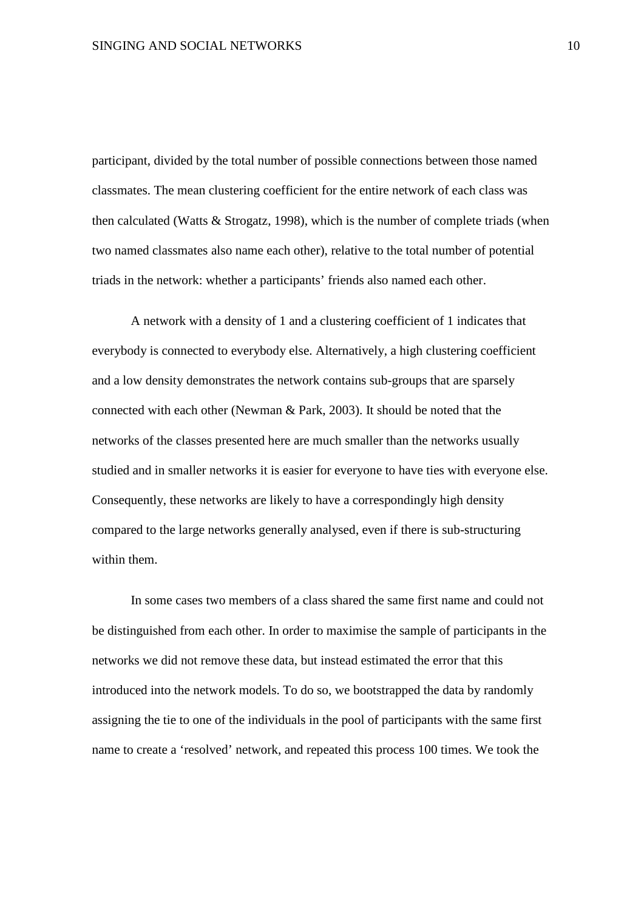participant, divided by the total number of possible connections between those named classmates. The mean clustering coefficient for the entire network of each class was then calculated (Watts & Strogatz, 1998), which is the number of complete triads (when two named classmates also name each other), relative to the total number of potential triads in the network: whether a participants' friends also named each other.

A network with a density of 1 and a clustering coefficient of 1 indicates that everybody is connected to everybody else. Alternatively, a high clustering coefficient and a low density demonstrates the network contains sub-groups that are sparsely connected with each other (Newman & Park, 2003). It should be noted that the networks of the classes presented here are much smaller than the networks usually studied and in smaller networks it is easier for everyone to have ties with everyone else. Consequently, these networks are likely to have a correspondingly high density compared to the large networks generally analysed, even if there is sub-structuring within them.

In some cases two members of a class shared the same first name and could not be distinguished from each other. In order to maximise the sample of participants in the networks we did not remove these data, but instead estimated the error that this introduced into the network models. To do so, we bootstrapped the data by randomly assigning the tie to one of the individuals in the pool of participants with the same first name to create a 'resolved' network, and repeated this process 100 times. We took the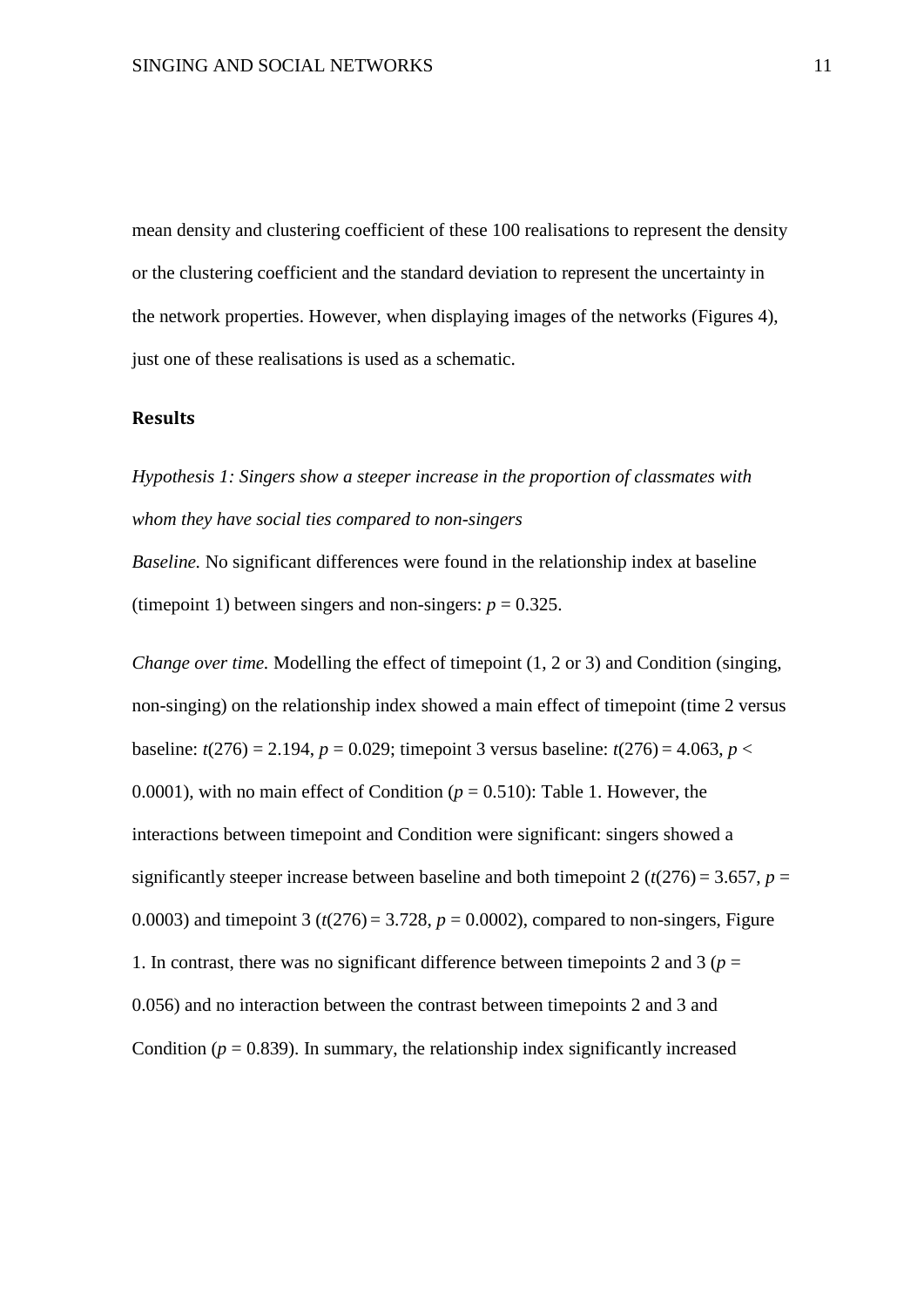mean density and clustering coefficient of these 100 realisations to represent the density or the clustering coefficient and the standard deviation to represent the uncertainty in the network properties. However, when displaying images of the networks (Figures 4), just one of these realisations is used as a schematic.

## Results

*Hypothesis 1: Singers show a steeper increase in the proportion of classmates with whom they have social ties compared to non-singers*

*Baseline.* No significant differences were found in the relationship index at baseline (timepoint 1) between singers and non-singers: $p = 0.325$.

*Change over time.* Modelling the effect of timepoint (1, 2 or 3) and Condition (singing, non-singing) on the relationship index showed a main effect of timepoint (time 2 versus baseline: $t(276) = 2.194$, $p = 0.029$; timepoint 3 versus baseline: $t(276) = 4.063$, $p < 0.0001$), with no main effect of Condition ($p = 0.510$): Table 1. However, the interactions between timepoint and Condition were significant: singers showed a significantly steeper increase between baseline and both timepoint 2 ($t(276) = 3.657$, $p = 0.0003$) and timepoint 3 ($t(276) = 3.728$, $p = 0.0002$), compared to non-singers, Figure 1. In contrast, there was no significant difference between timepoints 2 and 3 ($p = 0.056$) and no interaction between the contrast between timepoints 2 and 3 and Condition ($p = 0.839$). In summary, the relationship index significantly increased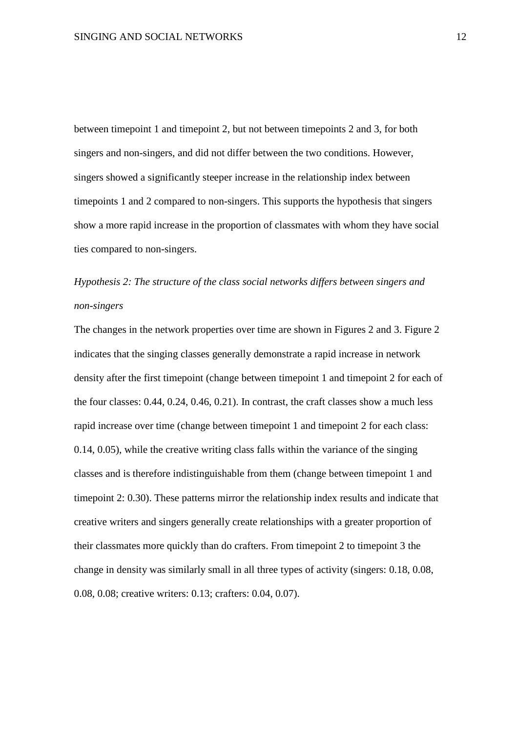between timepoint 1 and timepoint 2, but not between timepoints 2 and 3, for both singers and non-singers, and did not differ between the two conditions. However, singers showed a significantly steeper increase in the relationship index between timepoints 1 and 2 compared to non-singers. This supports the hypothesis that singers show a more rapid increase in the proportion of classmates with whom they have social ties compared to non-singers.

*Hypothesis 2: The structure of the class social networks differs between singers and non-singers*

The changes in the network properties over time are shown in Figures 2 and 3. Figure 2 indicates that the singing classes generally demonstrate a rapid increase in network density after the first timepoint (change between timepoint 1 and timepoint 2 for each of the four classes: 0.44, 0.24, 0.46, 0.21). In contrast, the craft classes show a much less rapid increase over time (change between timepoint 1 and timepoint 2 for each class: 0.14, 0.05), while the creative writing class falls within the variance of the singing classes and is therefore indistinguishable from them (change between timepoint 1 and timepoint 2: 0.30). These patterns mirror the relationship index results and indicate that creative writers and singers generally create relationships with a greater proportion of their classmates more quickly than do crafters. From timepoint 2 to timepoint 3 the change in density was similarly small in all three types of activity (singers: 0.18, 0.08, 0.08, 0.08; creative writers: 0.13; crafters: 0.04, 0.07).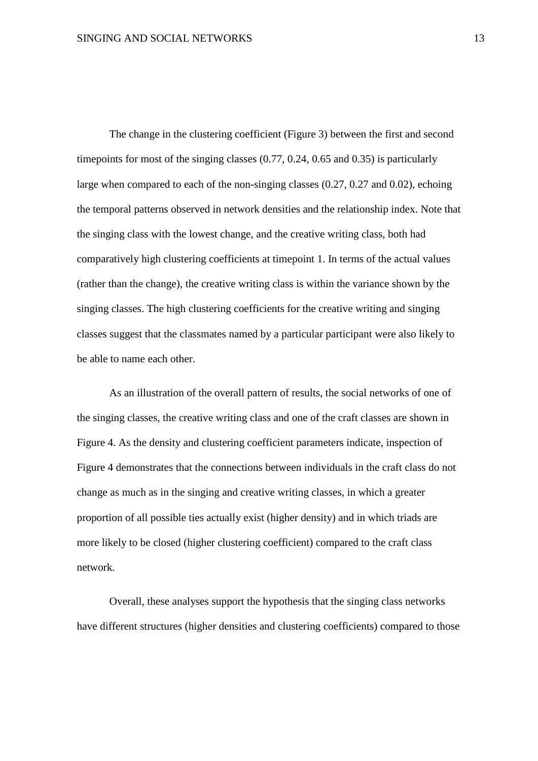The change in the clustering coefficient (Figure 3) between the first and second timepoints for most of the singing classes (0.77, 0.24, 0.65 and 0.35) is particularly large when compared to each of the non-singing classes (0.27, 0.27 and 0.02), echoing the temporal patterns observed in network densities and the relationship index. Note that the singing class with the lowest change, and the creative writing class, both had comparatively high clustering coefficients at timepoint 1. In terms of the actual values (rather than the change), the creative writing class is within the variance shown by the singing classes. The high clustering coefficients for the creative writing and singing classes suggest that the classmates named by a particular participant were also likely to be able to name each other.

As an illustration of the overall pattern of results, the social networks of one of the singing classes, the creative writing class and one of the craft classes are shown in Figure 4. As the density and clustering coefficient parameters indicate, inspection of Figure 4 demonstrates that the connections between individuals in the craft class do not change as much as in the singing and creative writing classes, in which a greater proportion of all possible ties actually exist (higher density) and in which triads are more likely to be closed (higher clustering coefficient) compared to the craft class network.

Overall, these analyses support the hypothesis that the singing class networks have different structures (higher densities and clustering coefficients) compared to those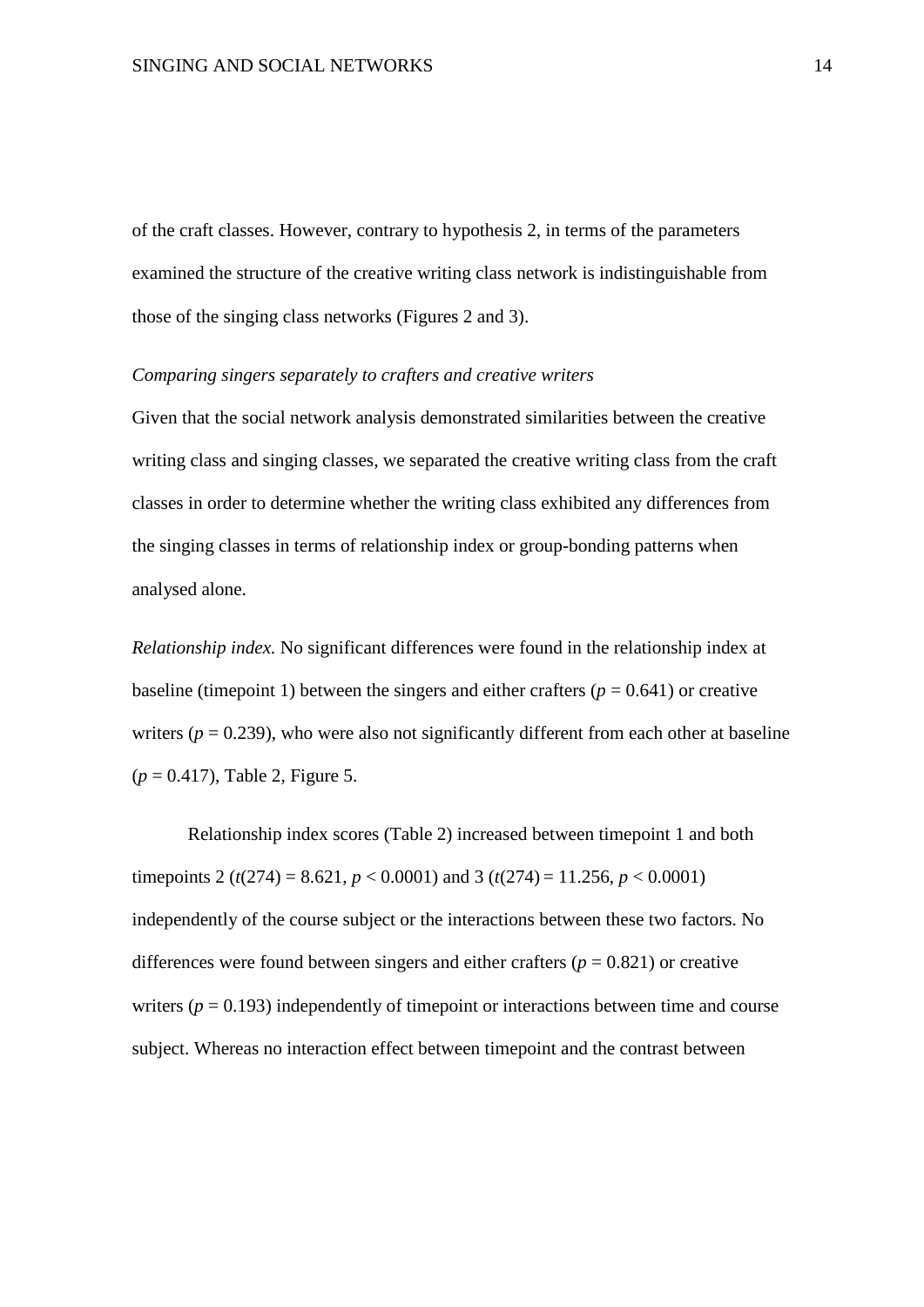of the craft classes. However, contrary to hypothesis 2, in terms of the parameters examined the structure of the creative writing class network is indistinguishable from those of the singing class networks (Figures 2 and 3).

*Comparing singers separately to crafters and creative writers*

Given that the social network analysis demonstrated similarities between the creative writing class and singing classes, we separated the creative writing class from the craft classes in order to determine whether the writing class exhibited any differences from the singing classes in terms of relationship index or group-bonding patterns when analysed alone.

*Relationship index.* No significant differences were found in the relationship index at baseline (timepoint 1) between the singers and either crafters ($p = 0.641$) or creative writers ($p = 0.239$), who were also not significantly different from each other at baseline ($p = 0.417$), Table 2, Figure 5.

Relationship index scores (Table 2) increased between timepoint 1 and both timepoints 2 ($t(274) = 8.621$, $p < 0.0001$) and 3 ($t(274) = 11.256$, $p < 0.0001$) independently of the course subject or the interactions between these two factors. No differences were found between singers and either crafters ($p = 0.821$) or creative writers ($p = 0.193$) independently of timepoint or interactions between time and course subject. Whereas no interaction effect between timepoint and the contrast between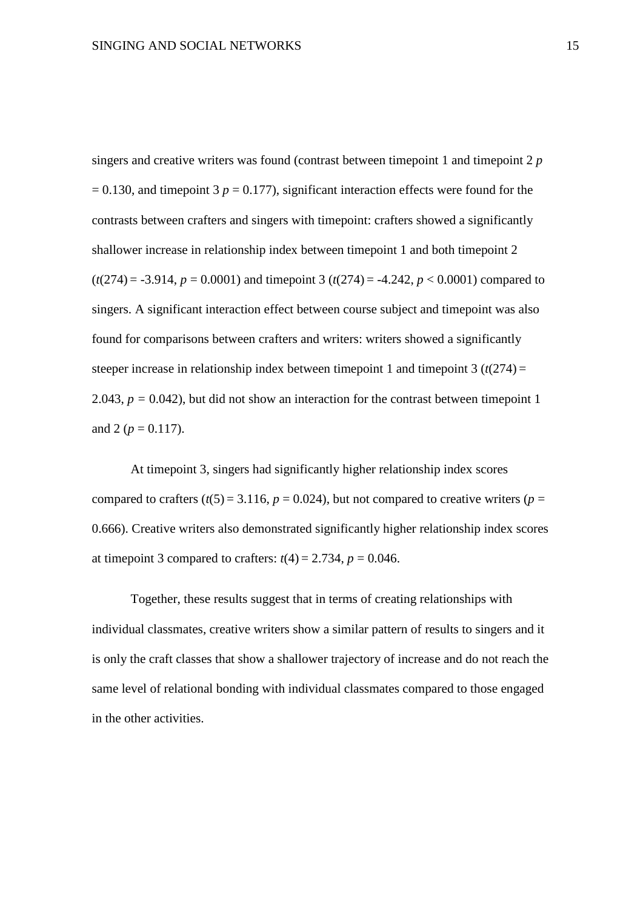singers and creative writers was found (contrast between timepoint 1 and timepoint 2 $p = 0.130$, and timepoint 3 $p = 0.177$), significant interaction effects were found for the contrasts between crafters and singers with timepoint: crafters showed a significantly shallower increase in relationship index between timepoint 1 and both timepoint 2 ($t(274) = -3.914$, $p = 0.0001$) and timepoint 3 ($t(274) = -4.242$, $p < 0.0001$) compared to singers. A significant interaction effect between course subject and timepoint was also found for comparisons between crafters and writers: writers showed a significantly steeper increase in relationship index between timepoint 1 and timepoint 3 ($t(274) = 2.043$, $p = 0.042$), but did not show an interaction for the contrast between timepoint 1 and 2 ($p = 0.117$).

At timepoint 3, singers had significantly higher relationship index scores compared to crafters ($t(5) = 3.116$, $p = 0.024$), but not compared to creative writers ($p = 0.666$). Creative writers also demonstrated significantly higher relationship index scores at timepoint 3 compared to crafters: $t(4) = 2.734$, $p = 0.046$.

Together, these results suggest that in terms of creating relationships with individual classmates, creative writers show a similar pattern of results to singers and it is only the craft classes that show a shallower trajectory of increase and do not reach the same level of relational bonding with individual classmates compared to those engaged in the other activities.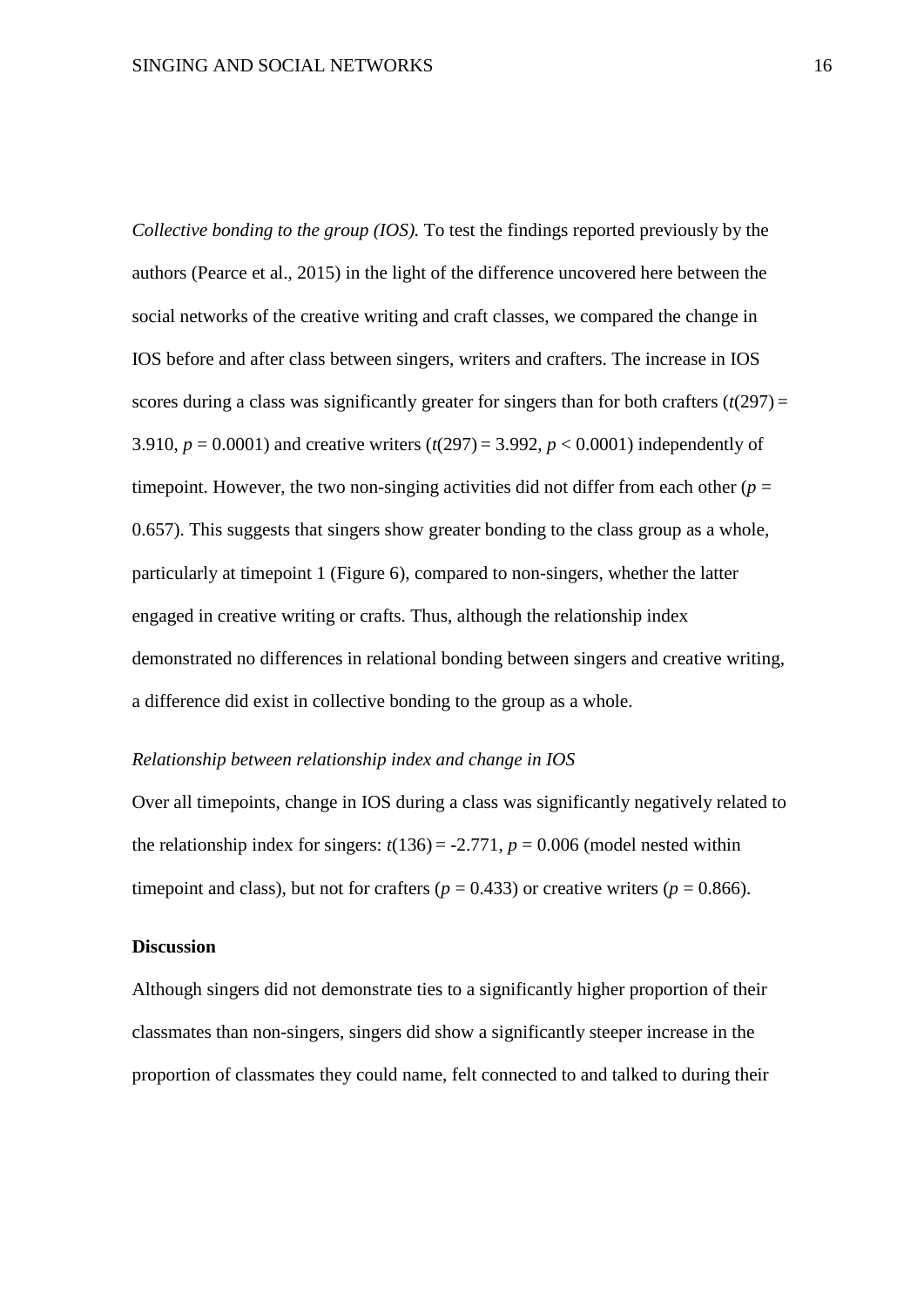*Collective bonding to the group (IOS).* To test the findings reported previously by the authors (Pearce et al., 2015) in the light of the difference uncovered here between the social networks of the creative writing and craft classes, we compared the change in IOS before and after class between singers, writers and crafters. The increase in IOS scores during a class was significantly greater for singers than for both crafters ($t(297) = 3.910$, $p = 0.0001$) and creative writers ($t(297) = 3.992$, $p < 0.0001$) independently of timepoint. However, the two non-singing activities did not differ from each other ($p = 0.657$). This suggests that singers show greater bonding to the class group as a whole, particularly at timepoint 1 (Figure 6), compared to non-singers, whether the latter engaged in creative writing or crafts. Thus, although the relationship index demonstrated no differences in relational bonding between singers and creative writing, a difference did exist in collective bonding to the group as a whole.

*Relationship between relationship index and change in IOS*

Over all timepoints, change in IOS during a class was significantly negatively related to the relationship index for singers: $t(136) = -2.771$, $p = 0.006$ (model nested within timepoint and class), but not for crafters ($p = 0.433$) or creative writers ($p = 0.866$).

## Discussion

Although singers did not demonstrate ties to a significantly higher proportion of their classmates than non-singers, singers did show a significantly steeper increase in the proportion of classmates they could name, felt connected to and talked to during their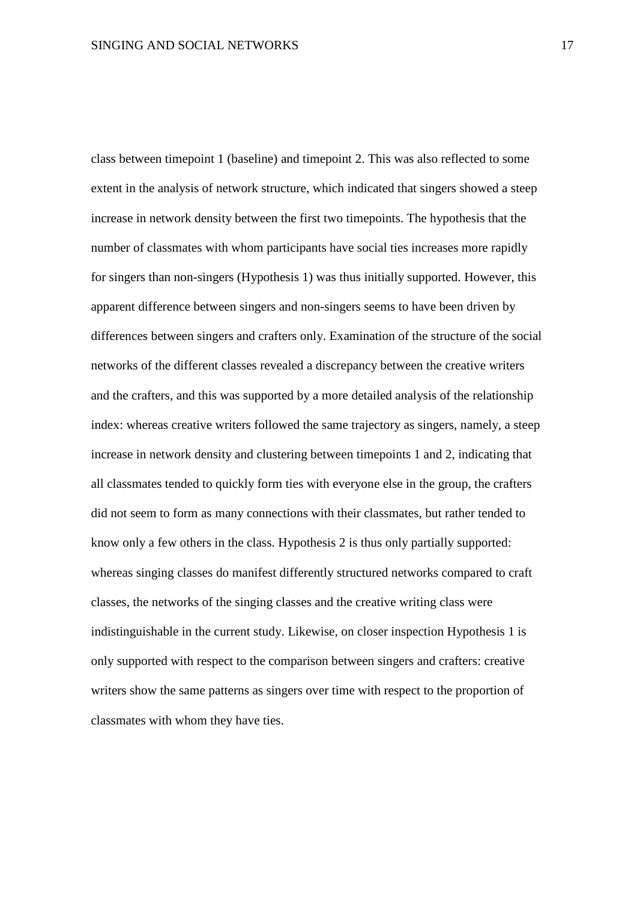class between timepoint 1 (baseline) and timepoint 2. This was also reflected to some extent in the analysis of network structure, which indicated that singers showed a steep increase in network density between the first two timepoints. The hypothesis that the number of classmates with whom participants have social ties increases more rapidly for singers than non-singers (Hypothesis 1) was thus initially supported. However, this apparent difference between singers and non-singers seems to have been driven by differences between singers and crafters only. Examination of the structure of the social networks of the different classes revealed a discrepancy between the creative writers and the crafters, and this was supported by a more detailed analysis of the relationship index: whereas creative writers followed the same trajectory as singers, namely, a steep increase in network density and clustering between timepoints 1 and 2, indicating that all classmates tended to quickly form ties with everyone else in the group, the crafters did not seem to form as many connections with their classmates, but rather tended to know only a few others in the class. Hypothesis 2 is thus only partially supported: whereas singing classes do manifest differently structured networks compared to craft classes, the networks of the singing classes and the creative writing class were indistinguishable in the current study. Likewise, on closer inspection Hypothesis 1 is only supported with respect to the comparison between singers and crafters: creative writers show the same patterns as singers over time with respect to the proportion of classmates with whom they have ties.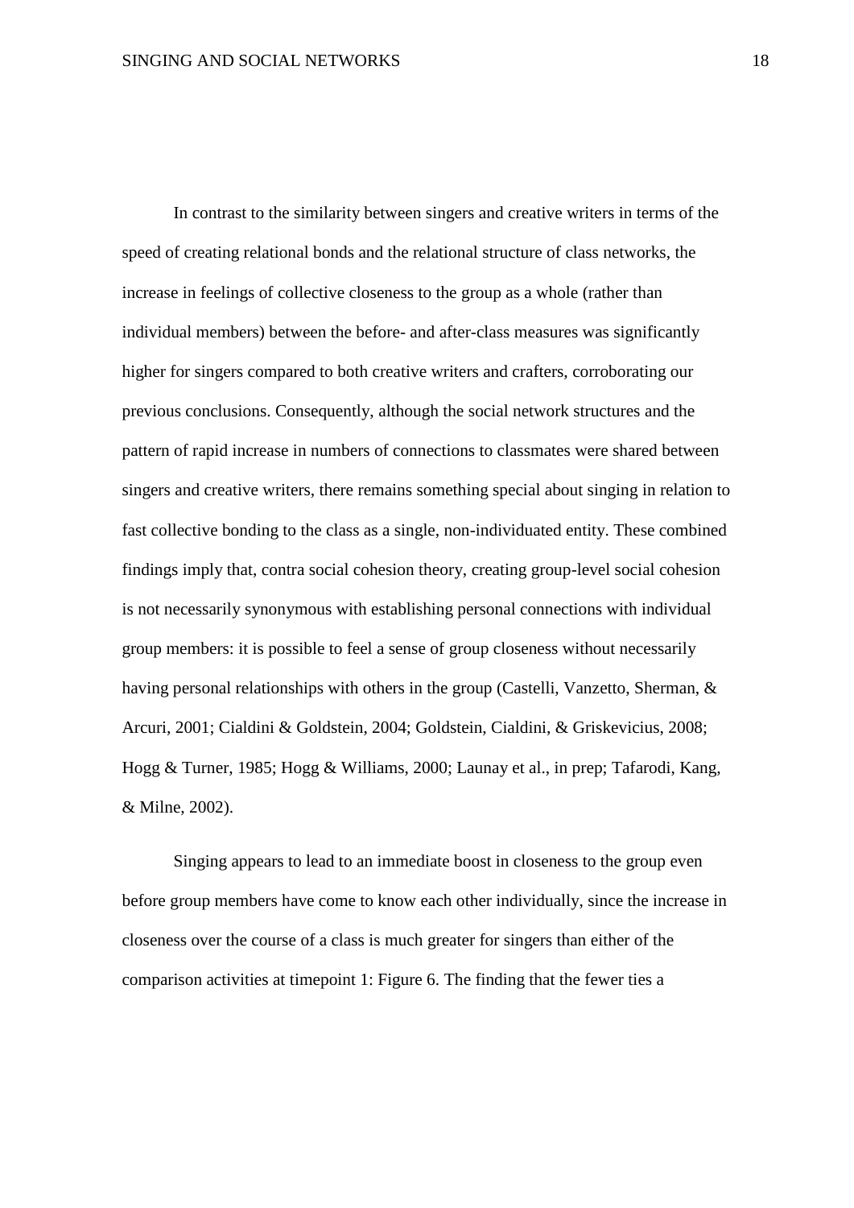In contrast to the similarity between singers and creative writers in terms of the speed of creating relational bonds and the relational structure of class networks, the increase in feelings of collective closeness to the group as a whole (rather than individual members) between the before- and after-class measures was significantly higher for singers compared to both creative writers and crafters, corroborating our previous conclusions. Consequently, although the social network structures and the pattern of rapid increase in numbers of connections to classmates were shared between singers and creative writers, there remains something special about singing in relation to fast collective bonding to the class as a single, non-individuated entity. These combined findings imply that, contra social cohesion theory, creating group-level social cohesion is not necessarily synonymous with establishing personal connections with individual group members: it is possible to feel a sense of group closeness without necessarily having personal relationships with others in the group (Castelli, Vanzetto, Sherman, & Arcuri, 2001; Cialdini & Goldstein, 2004; Goldstein, Cialdini, & Griskevicius, 2008; Hogg & Turner, 1985; Hogg & Williams, 2000; Launay et al., in prep; Tafarodi, Kang, & Milne, 2002).

Singing appears to lead to an immediate boost in closeness to the group even before group members have come to know each other individually, since the increase in closeness over the course of a class is much greater for singers than either of the comparison activities at timepoint 1: Figure 6. The finding that the fewer ties a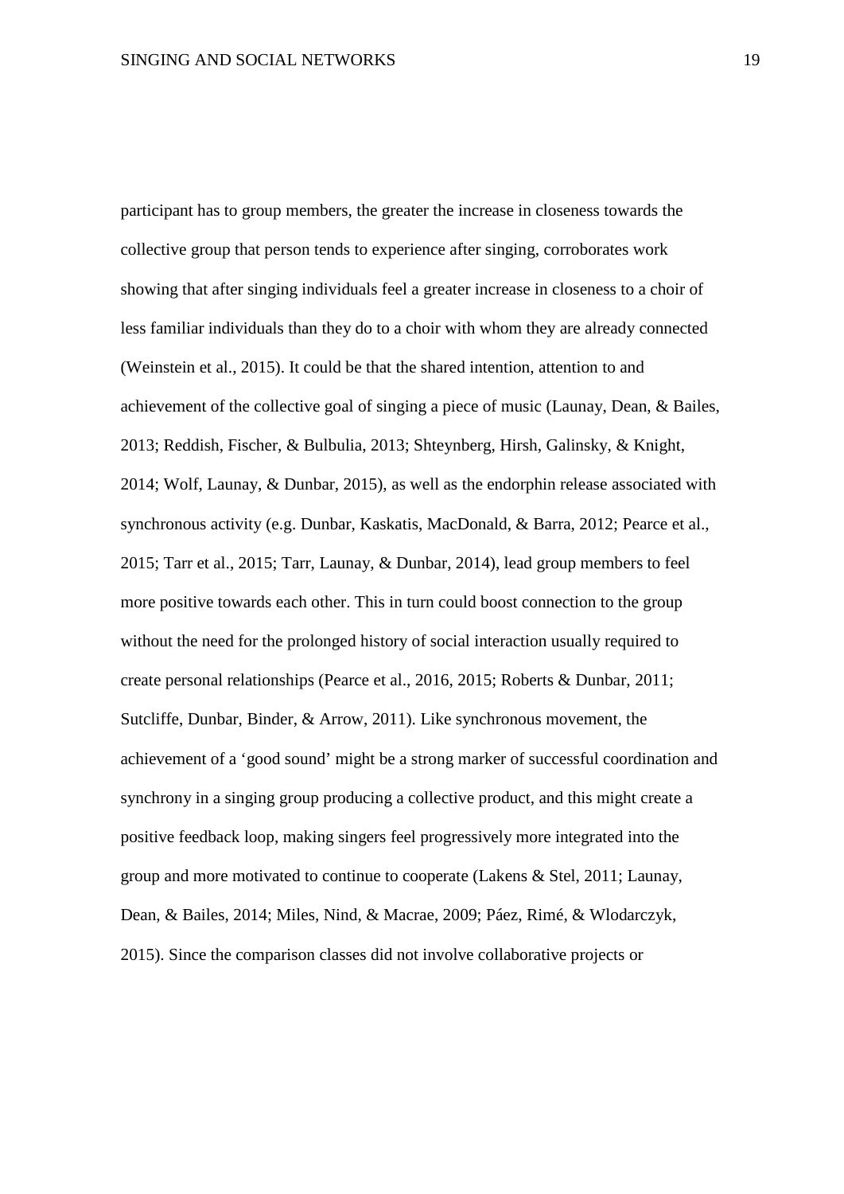participant has to group members, the greater the increase in closeness towards the collective group that person tends to experience after singing, corroborates work showing that after singing individuals feel a greater increase in closeness to a choir of less familiar individuals than they do to a choir with whom they are already connected (Weinstein et al., 2015). It could be that the shared intention, attention to and achievement of the collective goal of singing a piece of music (Launay, Dean, & Bailes, 2013; Reddish, Fischer, & Bulbulia, 2013; Shteynberg, Hirsh, Galinsky, & Knight, 2014; Wolf, Launay, & Dunbar, 2015), as well as the endorphin release associated with synchronous activity (e.g. Dunbar, Kaskatis, MacDonald, & Barra, 2012; Pearce et al., 2015; Tarr et al., 2015; Tarr, Launay, & Dunbar, 2014), lead group members to feel more positive towards each other. This in turn could boost connection to the group without the need for the prolonged history of social interaction usually required to create personal relationships (Pearce et al., 2016, 2015; Roberts & Dunbar, 2011; Sutcliffe, Dunbar, Binder, & Arrow, 2011). Like synchronous movement, the achievement of a 'good sound' might be a strong marker of successful coordination and synchrony in a singing group producing a collective product, and this might create a positive feedback loop, making singers feel progressively more integrated into the group and more motivated to continue to cooperate (Lakens & Stel, 2011; Launay, Dean, & Bailes, 2014; Miles, Nind, & Macrae, 2009; Páez, Rimé, & Wlodarczyk, 2015). Since the comparison classes did not involve collaborative projects or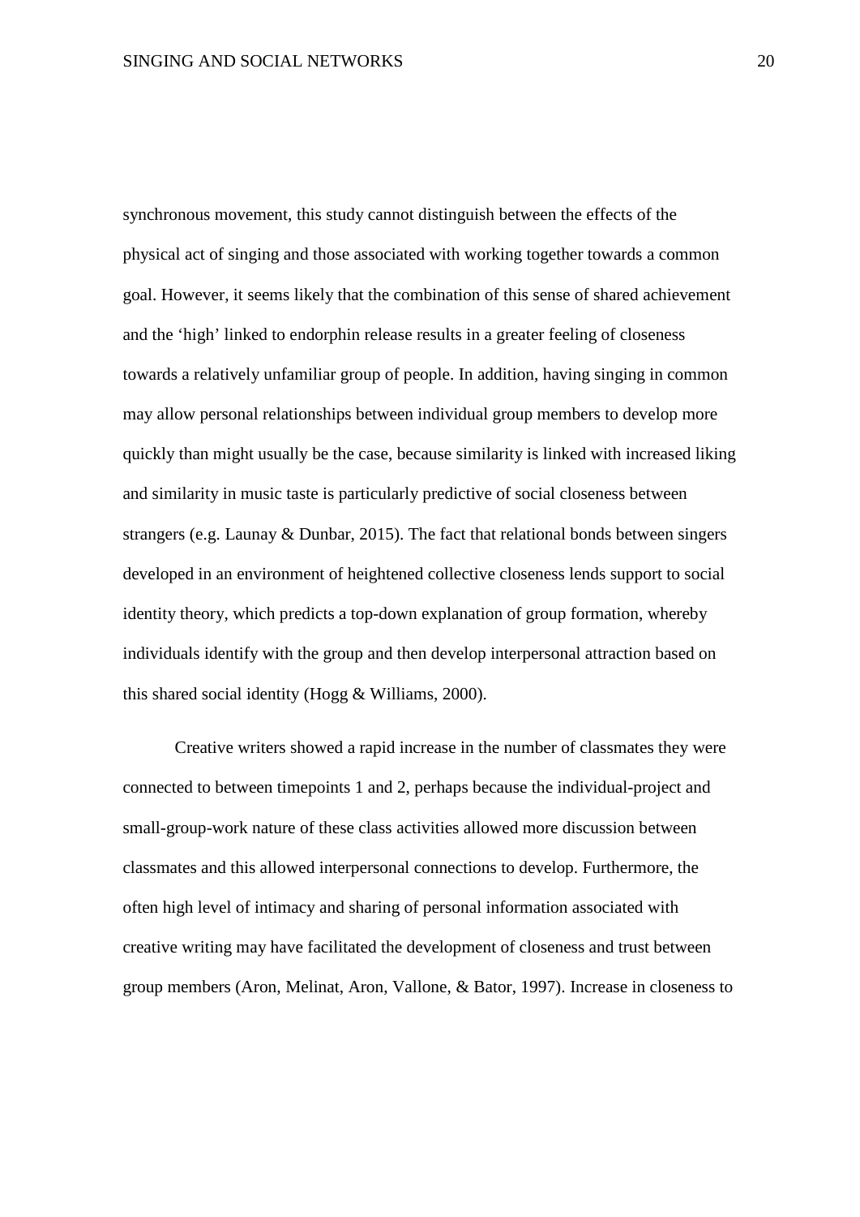synchronous movement, this study cannot distinguish between the effects of the physical act of singing and those associated with working together towards a common goal. However, it seems likely that the combination of this sense of shared achievement and the 'high' linked to endorphin release results in a greater feeling of closeness towards a relatively unfamiliar group of people. In addition, having singing in common may allow personal relationships between individual group members to develop more quickly than might usually be the case, because similarity is linked with increased liking and similarity in music taste is particularly predictive of social closeness between strangers (e.g. Launay & Dunbar, 2015). The fact that relational bonds between singers developed in an environment of heightened collective closeness lends support to social identity theory, which predicts a top-down explanation of group formation, whereby individuals identify with the group and then develop interpersonal attraction based on this shared social identity (Hogg & Williams, 2000).

Creative writers showed a rapid increase in the number of classmates they were connected to between timepoints 1 and 2, perhaps because the individual-project and small-group-work nature of these class activities allowed more discussion between classmates and this allowed interpersonal connections to develop. Furthermore, the often high level of intimacy and sharing of personal information associated with creative writing may have facilitated the development of closeness and trust between group members (Aron, Melinat, Aron, Vallone, & Bator, 1997). Increase in closeness to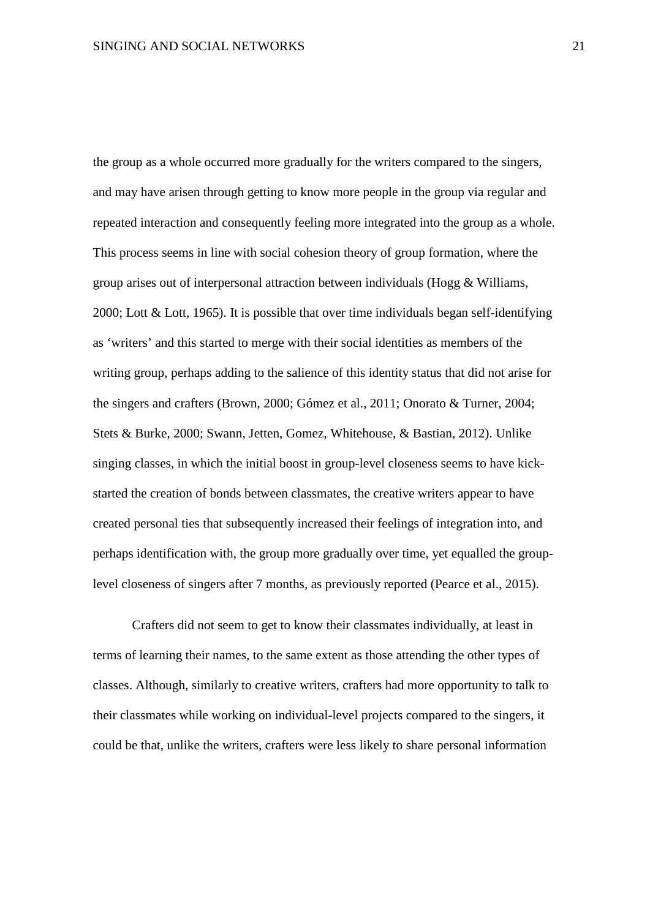the group as a whole occurred more gradually for the writers compared to the singers, and may have arisen through getting to know more people in the group via regular and repeated interaction and consequently feeling more integrated into the group as a whole. This process seems in line with social cohesion theory of group formation, where the group arises out of interpersonal attraction between individuals (Hogg & Williams, 2000; Lott & Lott, 1965). It is possible that over time individuals began self-identifying as 'writers' and this started to merge with their social identities as members of the writing group, perhaps adding to the salience of this identity status that did not arise for the singers and crafters (Brown, 2000; Gómez et al., 2011; Onorato & Turner, 2004; Stets & Burke, 2000; Swann, Jetten, Gomez, Whitehouse, & Bastian, 2012). Unlike singing classes, in which the initial boost in group-level closeness seems to have kick-started the creation of bonds between classmates, the creative writers appear to have created personal ties that subsequently increased their feelings of integration into, and perhaps identification with, the group more gradually over time, yet equalled the group-level closeness of singers after 7 months, as previously reported (Pearce et al., 2015).

Crafters did not seem to get to know their classmates individually, at least in terms of learning their names, to the same extent as those attending the other types of classes. Although, similarly to creative writers, crafters had more opportunity to talk to their classmates while working on individual-level projects compared to the singers, it could be that, unlike the writers, crafters were less likely to share personal information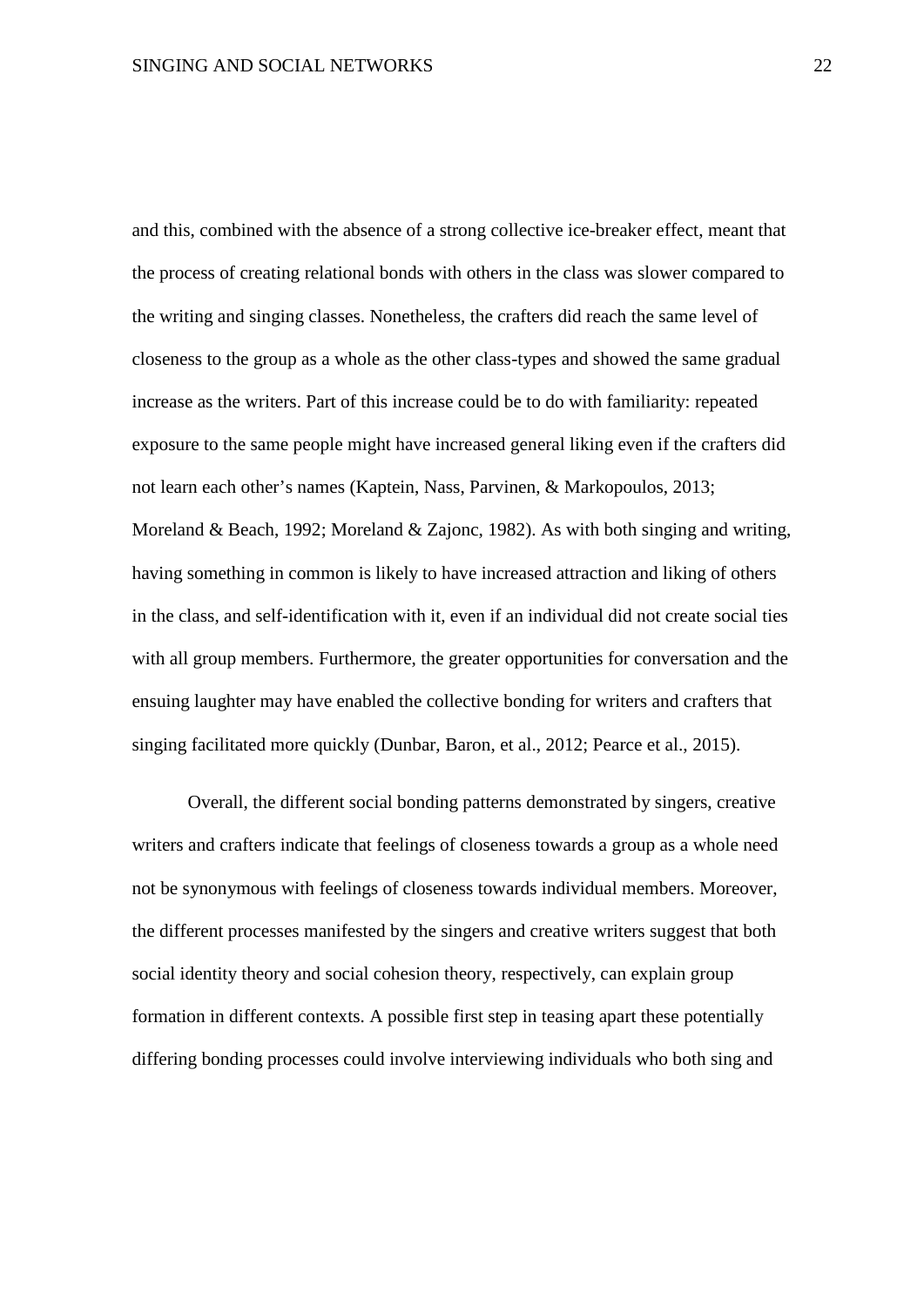and this, combined with the absence of a strong collective ice-breaker effect, meant that the process of creating relational bonds with others in the class was slower compared to the writing and singing classes. Nonetheless, the crafters did reach the same level of closeness to the group as a whole as the other class-types and showed the same gradual increase as the writers. Part of this increase could be to do with familiarity: repeated exposure to the same people might have increased general liking even if the crafters did not learn each other's names (Kaptein, Nass, Parvinen, & Markopoulos, 2013; Moreland & Beach, 1992; Moreland & Zajonc, 1982). As with both singing and writing, having something in common is likely to have increased attraction and liking of others in the class, and self-identification with it, even if an individual did not create social ties with all group members. Furthermore, the greater opportunities for conversation and the ensuing laughter may have enabled the collective bonding for writers and crafters that singing facilitated more quickly (Dunbar, Baron, et al., 2012; Pearce et al., 2015).

Overall, the different social bonding patterns demonstrated by singers, creative writers and crafters indicate that feelings of closeness towards a group as a whole need not be synonymous with feelings of closeness towards individual members. Moreover, the different processes manifested by the singers and creative writers suggest that both social identity theory and social cohesion theory, respectively, can explain group formation in different contexts. A possible first step in teasing apart these potentially differing bonding processes could involve interviewing individuals who both sing and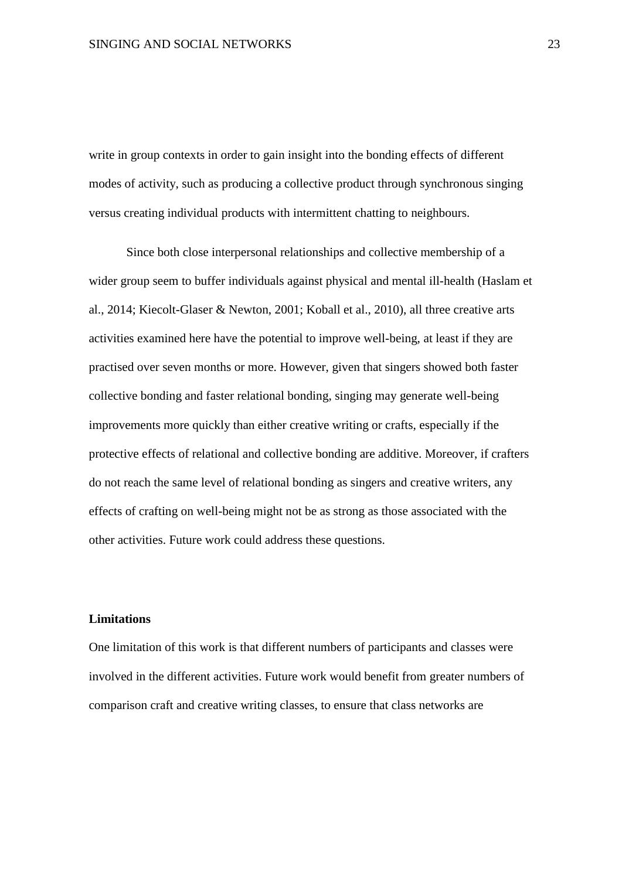write in group contexts in order to gain insight into the bonding effects of different modes of activity, such as producing a collective product through synchronous singing versus creating individual products with intermittent chatting to neighbours.

Since both close interpersonal relationships and collective membership of a wider group seem to buffer individuals against physical and mental ill-health (Haslam et al., 2014; Kiecolt-Glaser & Newton, 2001; Koball et al., 2010), all three creative arts activities examined here have the potential to improve well-being, at least if they are practised over seven months or more. However, given that singers showed both faster collective bonding and faster relational bonding, singing may generate well-being improvements more quickly than either creative writing or crafts, especially if the protective effects of relational and collective bonding are additive. Moreover, if crafters do not reach the same level of relational bonding as singers and creative writers, any effects of crafting on well-being might not be as strong as those associated with the other activities. Future work could address these questions.

**Limitations**

One limitation of this work is that different numbers of participants and classes were involved in the different activities. Future work would benefit from greater numbers of comparison craft and creative writing classes, to ensure that class networks are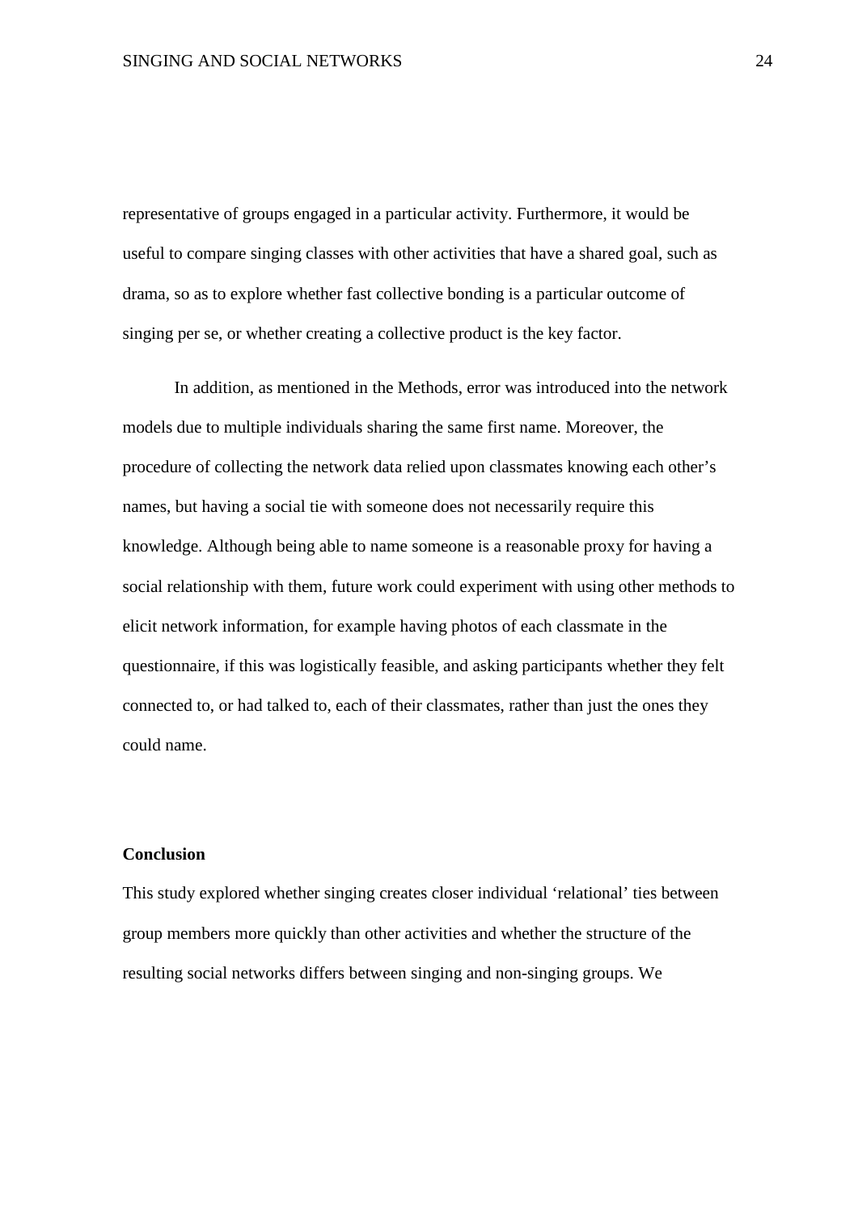representative of groups engaged in a particular activity. Furthermore, it would be useful to compare singing classes with other activities that have a shared goal, such as drama, so as to explore whether fast collective bonding is a particular outcome of singing per se, or whether creating a collective product is the key factor.

In addition, as mentioned in the Methods, error was introduced into the network models due to multiple individuals sharing the same first name. Moreover, the procedure of collecting the network data relied upon classmates knowing each other's names, but having a social tie with someone does not necessarily require this knowledge. Although being able to name someone is a reasonable proxy for having a social relationship with them, future work could experiment with using other methods to elicit network information, for example having photos of each classmate in the questionnaire, if this was logistically feasible, and asking participants whether they felt connected to, or had talked to, each of their classmates, rather than just the ones they could name.

## Conclusion

This study explored whether singing creates closer individual 'relational' ties between group members more quickly than other activities and whether the structure of the resulting social networks differs between singing and non-singing groups. We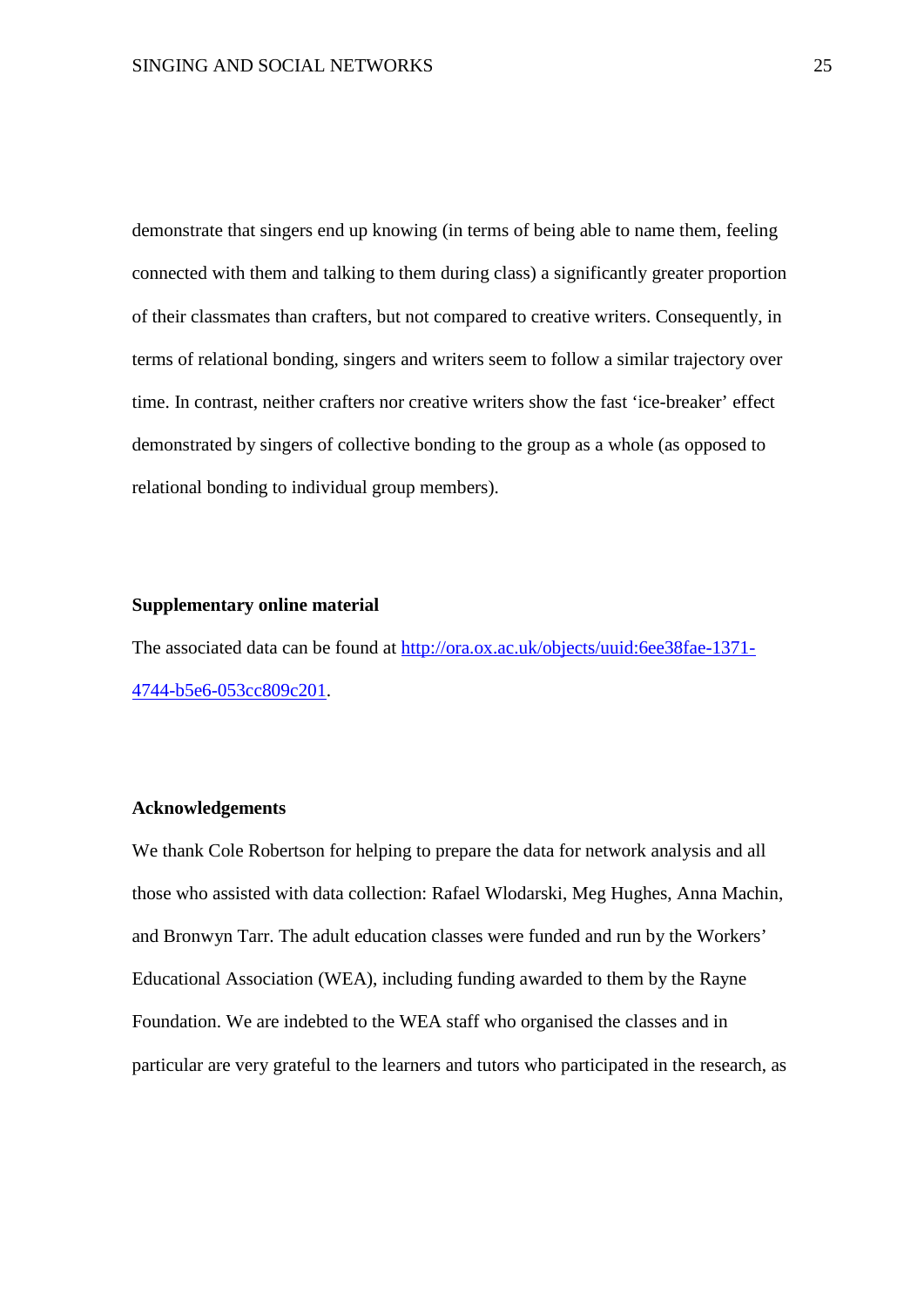demonstrate that singers end up knowing (in terms of being able to name them, feeling connected with them and talking to them during class) a significantly greater proportion of their classmates than crafters, but not compared to creative writers. Consequently, in terms of relational bonding, singers and writers seem to follow a similar trajectory over time. In contrast, neither crafters nor creative writers show the fast 'ice-breaker' effect demonstrated by singers of collective bonding to the group as a whole (as opposed to relational bonding to individual group members).

**Supplementary online material**

The associated data can be found at [http://ora.ox.ac.uk/objects/uuid:6ee38fae-1371-4744-b5e6-053cc809c201](http://ora.ox.ac.uk/objects/uuid:6ee38fae-1371-4744-b5e6-053cc809c201).

**Acknowledgements**

We thank Cole Robertson for helping to prepare the data for network analysis and all those who assisted with data collection: Rafael Wlodarski, Meg Hughes, Anna Machin, and Bronwyn Tarr. The adult education classes were funded and run by the Workers' Educational Association (WEA), including funding awarded to them by the Rayne Foundation. We are indebted to the WEA staff who organised the classes and in particular are very grateful to the learners and tutors who participated in the research, as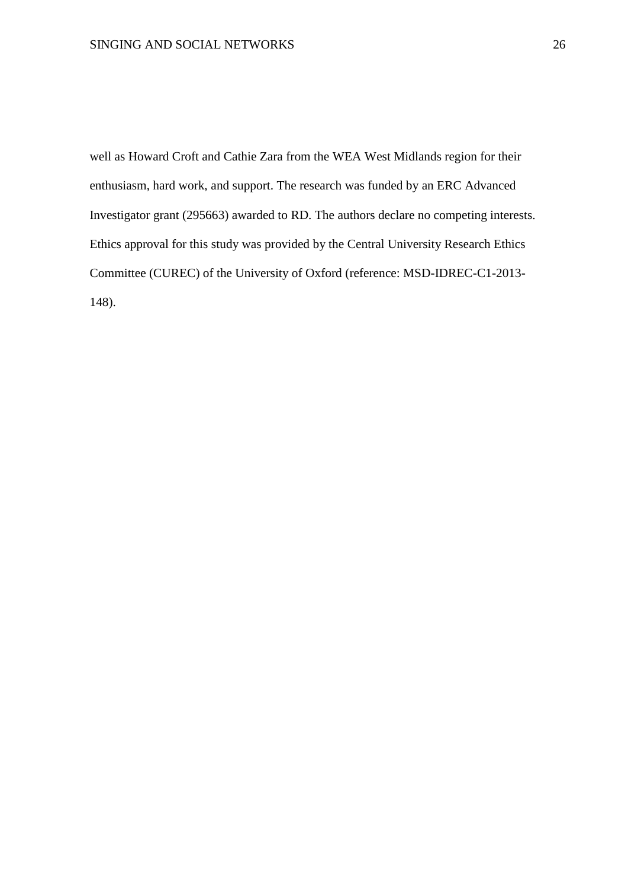well as Howard Croft and Cathie Zara from the WEA West Midlands region for their enthusiasm, hard work, and support. The research was funded by an ERC Advanced Investigator grant (295663) awarded to RD. The authors declare no competing interests. Ethics approval for this study was provided by the Central University Research Ethics Committee (CUREC) of the University of Oxford (reference: MSD-IDREC-C1-2013-148).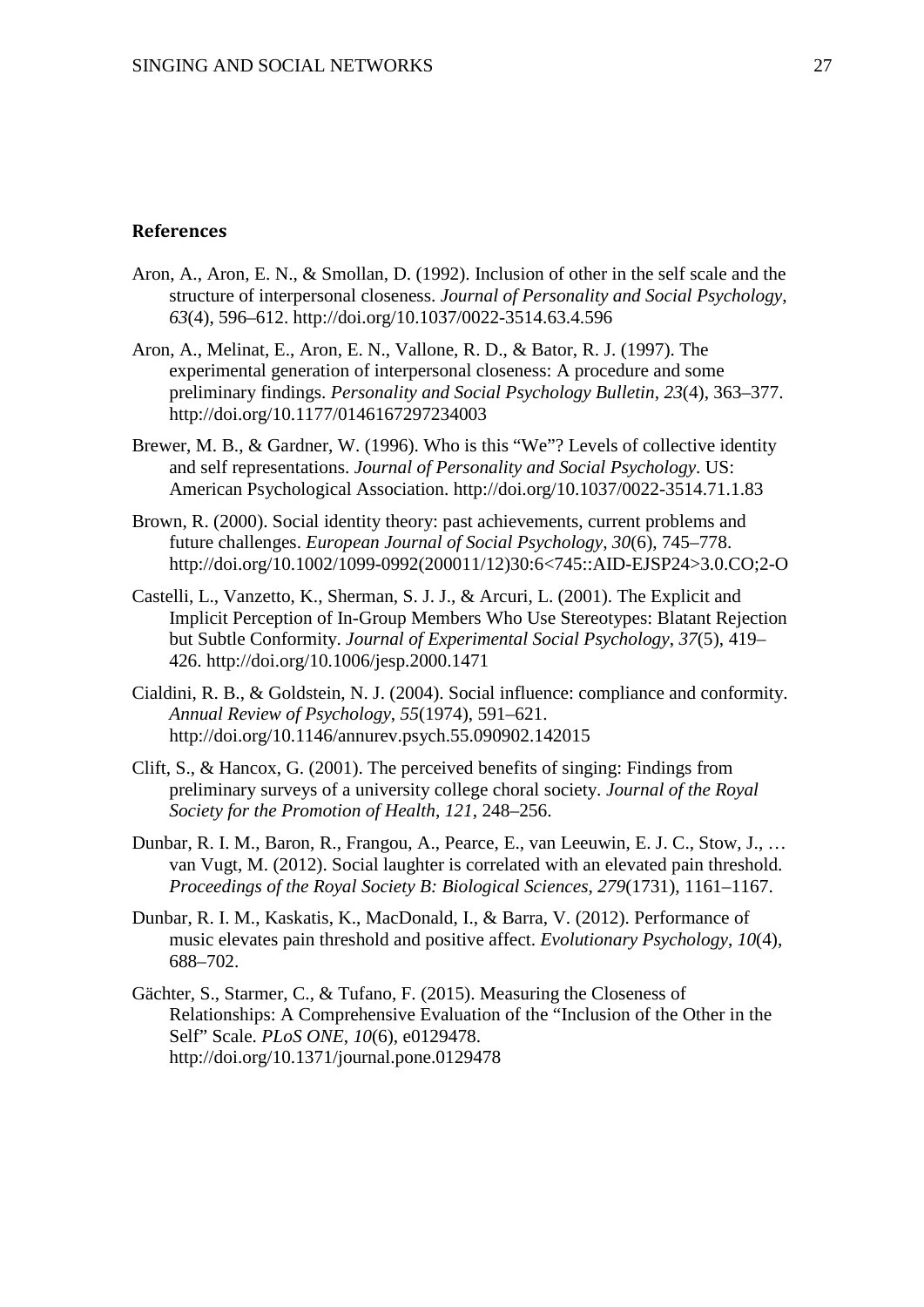## References

Aron, A., Aron, E. N., & Smollan, D. (1992). Inclusion of other in the self scale and the structure of interpersonal closeness. *Journal of Personality and Social Psychology*, *63*(4), 596–612. http://doi.org/10.1037/0022-3514.63.4.596

Aron, A., Melinat, E., Aron, E. N., Vallone, R. D., & Bator, R. J. (1997). The experimental generation of interpersonal closeness: A procedure and some preliminary findings. *Personality and Social Psychology Bulletin*, *23*(4), 363–377. http://doi.org/10.1177/0146167297234003

Brewer, M. B., & Gardner, W. (1996). Who is this "We"? Levels of collective identity and self representations. *Journal of Personality and Social Psychology*. US: American Psychological Association. http://doi.org/10.1037/0022-3514.71.1.83

Brown, R. (2000). Social identity theory: past achievements, current problems and future challenges. *European Journal of Social Psychology*, *30*(6), 745–778. http://doi.org/10.1002/1099-0992(200011/12)30:6<745::AID-EJSP24>3.0.CO;2-O

Castelli, L., Vanzetto, K., Sherman, S. J. J., & Arcuri, L. (2001). The Explicit and Implicit Perception of In-Group Members Who Use Stereotypes: Blatant Rejection but Subtle Conformity. *Journal of Experimental Social Psychology*, *37*(5), 419–426. http://doi.org/10.1006/jesp.2000.1471

Cialdini, R. B., & Goldstein, N. J. (2004). Social influence: compliance and conformity. *Annual Review of Psychology*, *55*(1974), 591–621. http://doi.org/10.1146/annurev.psych.55.090902.142015

Clift, S., & Hancox, G. (2001). The perceived benefits of singing: Findings from preliminary surveys of a university college choral society. *Journal of the Royal Society for the Promotion of Health*, *121*, 248–256.

Dunbar, R. I. M., Baron, R., Frangou, A., Pearce, E., van Leeuwin, E. J. C., Stow, J., … van Vugt, M. (2012). Social laughter is correlated with an elevated pain threshold. *Proceedings of the Royal Society B: Biological Sciences*, *279*(1731), 1161–1167.

Dunbar, R. I. M., Kaskatis, K., MacDonald, I., & Barra, V. (2012). Performance of music elevates pain threshold and positive affect. *Evolutionary Psychology*, *10*(4), 688–702.

Gächter, S., Starmer, C., & Tufano, F. (2015). Measuring the Closeness of Relationships: A Comprehensive Evaluation of the "Inclusion of the Other in the Self" Scale. *PLoS ONE*, *10*(6), e0129478. http://doi.org/10.1371/journal.pone.0129478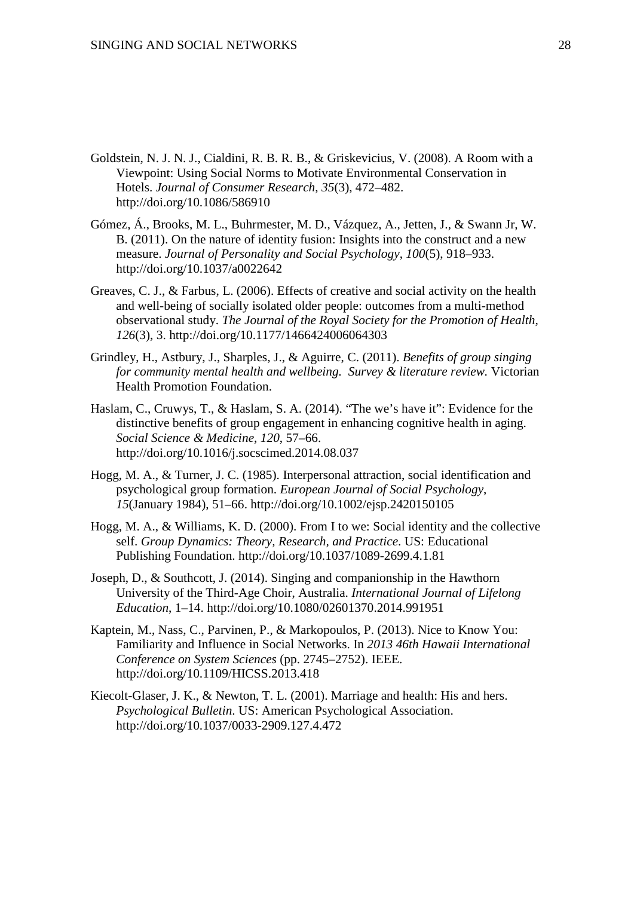Goldstein, N. J. N. J., Cialdini, R. B. R. B., & Griskevicius, V. (2008). A Room with a Viewpoint: Using Social Norms to Motivate Environmental Conservation in Hotels. *Journal of Consumer Research*, *35*(3), 472–482. http://doi.org/10.1086/586910

Gómez, Á., Brooks, M. L., Buhrmester, M. D., Vázquez, A., Jetten, J., & Swann Jr, W. B. (2011). On the nature of identity fusion: Insights into the construct and a new measure. *Journal of Personality and Social Psychology*, *100*(5), 918–933. http://doi.org/10.1037/a0022642

Greaves, C. J., & Farbus, L. (2006). Effects of creative and social activity on the health and well-being of socially isolated older people: outcomes from a multi-method observational study. *The Journal of the Royal Society for the Promotion of Health*, *126*(3), 3. http://doi.org/10.1177/1466424006064303

Grindley, H., Astbury, J., Sharples, J., & Aguirre, C. (2011). *Benefits of group singing for community mental health and wellbeing. Survey & literature review.* Victorian Health Promotion Foundation.

Haslam, C., Cruwys, T., & Haslam, S. A. (2014). "The we's have it": Evidence for the distinctive benefits of group engagement in enhancing cognitive health in aging. *Social Science & Medicine*, *120*, 57–66. http://doi.org/10.1016/j.socscimed.2014.08.037

Hogg, M. A., & Turner, J. C. (1985). Interpersonal attraction, social identification and psychological group formation. *European Journal of Social Psychology*, *15*(January 1984), 51–66. http://doi.org/10.1002/ejsp.2420150105

Hogg, M. A., & Williams, K. D. (2000). From I to we: Social identity and the collective self. *Group Dynamics: Theory, Research, and Practice*. US: Educational Publishing Foundation. http://doi.org/10.1037/1089-2699.4.1.81

Joseph, D., & Southcott, J. (2014). Singing and companionship in the Hawthorn University of the Third-Age Choir, Australia. *International Journal of Lifelong Education*, 1–14. http://doi.org/10.1080/02601370.2014.991951

Kaptein, M., Nass, C., Parvinen, P., & Markopoulos, P. (2013). Nice to Know You: Familiarity and Influence in Social Networks. In *2013 46th Hawaii International Conference on System Sciences* (pp. 2745–2752). IEEE. http://doi.org/10.1109/HICSS.2013.418

Kiecolt-Glaser, J. K., & Newton, T. L. (2001). Marriage and health: His and hers. *Psychological Bulletin*. US: American Psychological Association. http://doi.org/10.1037/0033-2909.127.4.472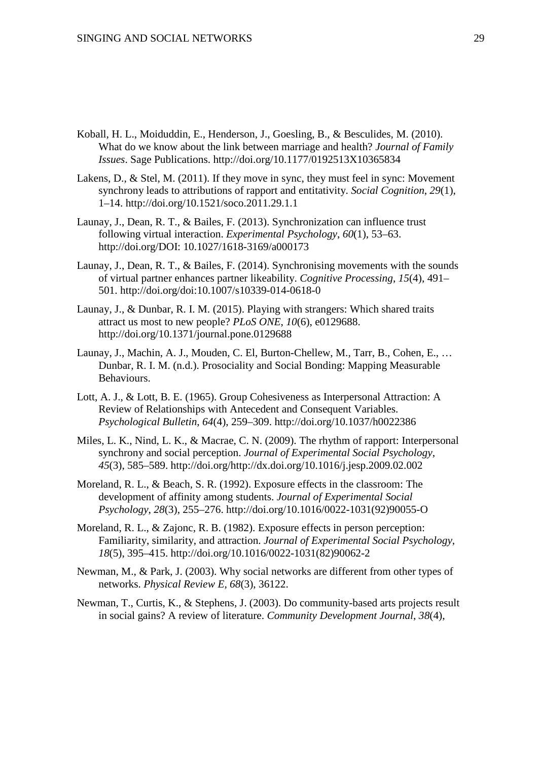Koball, H. L., Moiduddin, E., Henderson, J., Goesling, B., & Besculides, M. (2010). What do we know about the link between marriage and health? *Journal of Family Issues*. Sage Publications. http://doi.org/10.1177/0192513X10365834

Lakens, D., & Stel, M. (2011). If they move in sync, they must feel in sync: Movement synchrony leads to attributions of rapport and entitativity. *Social Cognition*, *29*(1), 1–14. http://doi.org/10.1521/soco.2011.29.1.1

Launay, J., Dean, R. T., & Bailes, F. (2013). Synchronization can influence trust following virtual interaction. *Experimental Psychology*, *60*(1), 53–63. http://doi.org/DOI: 10.1027/1618-3169/a000173

Launay, J., Dean, R. T., & Bailes, F. (2014). Synchronising movements with the sounds of virtual partner enhances partner likeability. *Cognitive Processing*, *15*(4), 491–501. http://doi.org/doi:10.1007/s10339-014-0618-0

Launay, J., & Dunbar, R. I. M. (2015). Playing with strangers: Which shared traits attract us most to new people? *PLoS ONE*, *10*(6), e0129688. http://doi.org/10.1371/journal.pone.0129688

Launay, J., Machin, A. J., Mouden, C. El, Burton-Chellew, M., Tarr, B., Cohen, E., … Dunbar, R. I. M. (n.d.). Prosociality and Social Bonding: Mapping Measurable Behaviours.

Lott, A. J., & Lott, B. E. (1965). Group Cohesiveness as Interpersonal Attraction: A Review of Relationships with Antecedent and Consequent Variables. *Psychological Bulletin*, *64*(4), 259–309. http://doi.org/10.1037/h0022386

Miles, L. K., Nind, L. K., & Macrae, C. N. (2009). The rhythm of rapport: Interpersonal synchrony and social perception. *Journal of Experimental Social Psychology*, *45*(3), 585–589. http://doi.org/http://dx.doi.org/10.1016/j.jesp.2009.02.002

Moreland, R. L., & Beach, S. R. (1992). Exposure effects in the classroom: The development of affinity among students. *Journal of Experimental Social Psychology*, *28*(3), 255–276. http://doi.org/10.1016/0022-1031(92)90055-O

Moreland, R. L., & Zajonc, R. B. (1982). Exposure effects in person perception: Familiarity, similarity, and attraction. *Journal of Experimental Social Psychology*, *18*(5), 395–415. http://doi.org/10.1016/0022-1031(82)90062-2

Newman, M., & Park, J. (2003). Why social networks are different from other types of networks. *Physical Review E*, *68*(3), 36122.

Newman, T., Curtis, K., & Stephens, J. (2003). Do community-based arts projects result in social gains? A review of literature. *Community Development Journal*, *38*(4),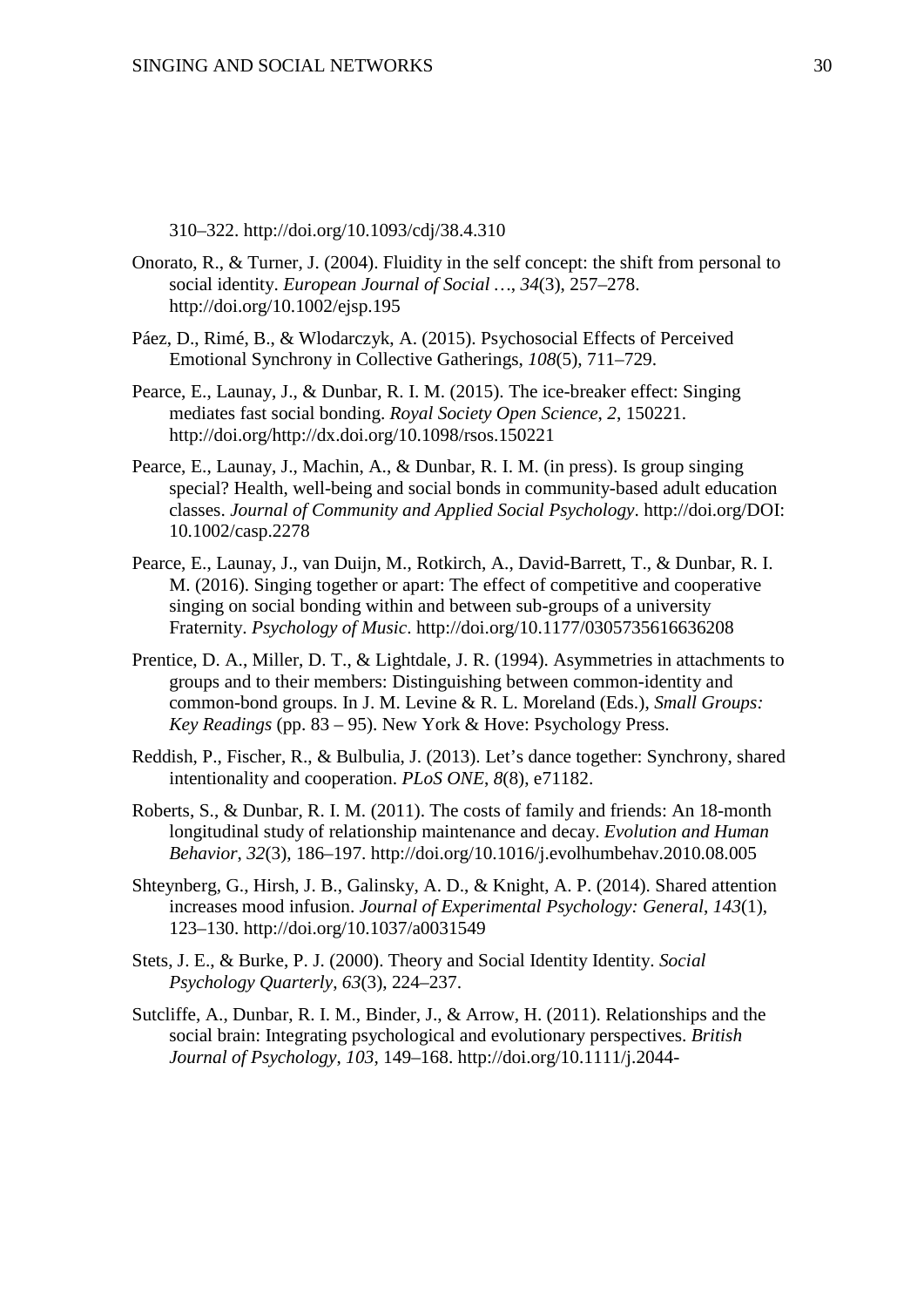310–322. http://doi.org/10.1093/cdj/38.4.310

Onorato, R., & Turner, J. (2004). Fluidity in the self concept: the shift from personal to social identity. *European Journal of Social …*, *34*(3), 257–278. http://doi.org/10.1002/ejsp.195

Páez, D., Rimé, B., & Wlodarczyk, A. (2015). Psychosocial Effects of Perceived Emotional Synchrony in Collective Gatherings, *108*(5), 711–729.

Pearce, E., Launay, J., & Dunbar, R. I. M. (2015). The ice-breaker effect: Singing mediates fast social bonding. *Royal Society Open Science*, *2*, 150221. http://doi.org/http://dx.doi.org/10.1098/rsos.150221

Pearce, E., Launay, J., Machin, A., & Dunbar, R. I. M. (in press). Is group singing special? Health, well-being and social bonds in community-based adult education classes. *Journal of Community and Applied Social Psychology*. http://doi.org/DOI: 10.1002/casp.2278

Pearce, E., Launay, J., van Duijn, M., Rotkirch, A., David-Barrett, T., & Dunbar, R. I. M. (2016). Singing together or apart: The effect of competitive and cooperative singing on social bonding within and between sub-groups of a university Fraternity. *Psychology of Music*. http://doi.org/10.1177/0305735616636208

Prentice, D. A., Miller, D. T., & Lightdale, J. R. (1994). Asymmetries in attachments to groups and to their members: Distinguishing between common-identity and common-bond groups. In J. M. Levine & R. L. Moreland (Eds.), *Small Groups: Key Readings* (pp. 83 – 95). New York & Hove: Psychology Press.

Reddish, P., Fischer, R., & Bulbulia, J. (2013). Let's dance together: Synchrony, shared intentionality and cooperation. *PLoS ONE*, *8*(8), e71182.

Roberts, S., & Dunbar, R. I. M. (2011). The costs of family and friends: An 18-month longitudinal study of relationship maintenance and decay. *Evolution and Human Behavior*, *32*(3), 186–197. http://doi.org/10.1016/j.evolhumbehav.2010.08.005

Shteynberg, G., Hirsh, J. B., Galinsky, A. D., & Knight, A. P. (2014). Shared attention increases mood infusion. *Journal of Experimental Psychology: General*, *143*(1), 123–130. http://doi.org/10.1037/a0031549

Stets, J. E., & Burke, P. J. (2000). Theory and Social Identity Identity. *Social Psychology Quarterly*, *63*(3), 224–237.

Sutcliffe, A., Dunbar, R. I. M., Binder, J., & Arrow, H. (2011). Relationships and the social brain: Integrating psychological and evolutionary perspectives. *British Journal of Psychology*, *103*, 149–168. http://doi.org/10.1111/j.2044-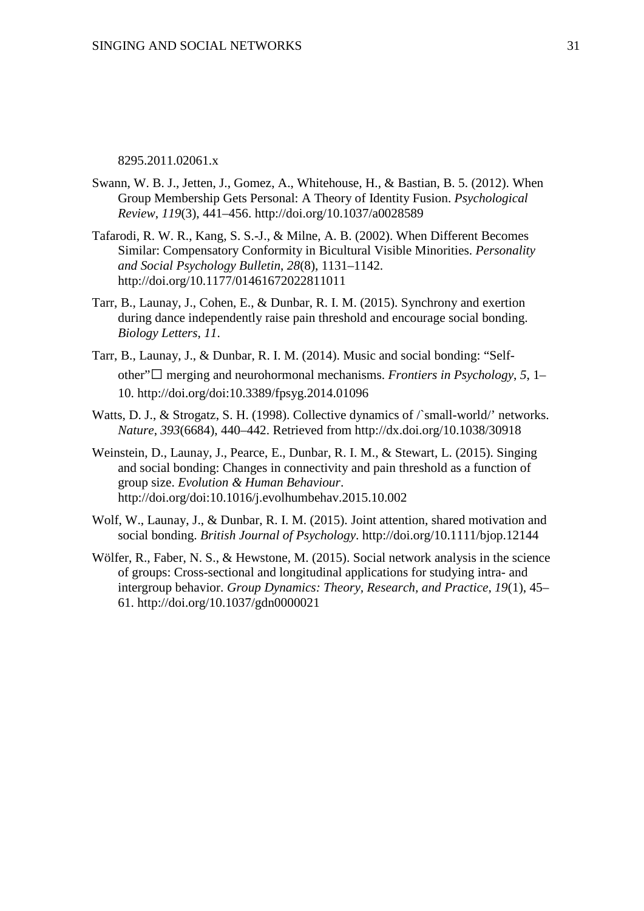8295.2011.02061.x

Swann, W. B. J., Jetten, J., Gomez, A., Whitehouse, H., & Bastian, B. 5. (2012). When Group Membership Gets Personal: A Theory of Identity Fusion. *Psychological Review*, *119*(3), 441–456. http://doi.org/10.1037/a0028589

Tafarodi, R. W. R., Kang, S. S.-J., & Milne, A. B. (2002). When Different Becomes Similar: Compensatory Conformity in Bicultural Visible Minorities. *Personality and Social Psychology Bulletin*, *28*(8), 1131–1142. http://doi.org/10.1177/01461672022811011

Tarr, B., Launay, J., Cohen, E., & Dunbar, R. I. M. (2015). Synchrony and exertion during dance independently raise pain threshold and encourage social bonding. *Biology Letters*, *11*.

Tarr, B., Launay, J., & Dunbar, R. I. M. (2014). Music and social bonding: "Self-other"☐ merging and neurohormonal mechanisms. *Frontiers in Psychology*, *5*, 1–10. http://doi.org/doi:10.3389/fpsyg.2014.01096

Watts, D. J., & Strogatz, S. H. (1998). Collective dynamics of /`small-world/' networks. *Nature*, *393*(6684), 440–442. Retrieved from http://dx.doi.org/10.1038/30918

Weinstein, D., Launay, J., Pearce, E., Dunbar, R. I. M., & Stewart, L. (2015). Singing and social bonding: Changes in connectivity and pain threshold as a function of group size. *Evolution & Human Behaviour*. http://doi.org/doi:10.1016/j.evolhumbehav.2015.10.002

Wolf, W., Launay, J., & Dunbar, R. I. M. (2015). Joint attention, shared motivation and social bonding. *British Journal of Psychology*. http://doi.org/10.1111/bjop.12144

Wölfer, R., Faber, N. S., & Hewstone, M. (2015). Social network analysis in the science of groups: Cross-sectional and longitudinal applications for studying intra- and intergroup behavior. *Group Dynamics: Theory, Research, and Practice*, *19*(1), 45–61. http://doi.org/10.1037/gdn0000021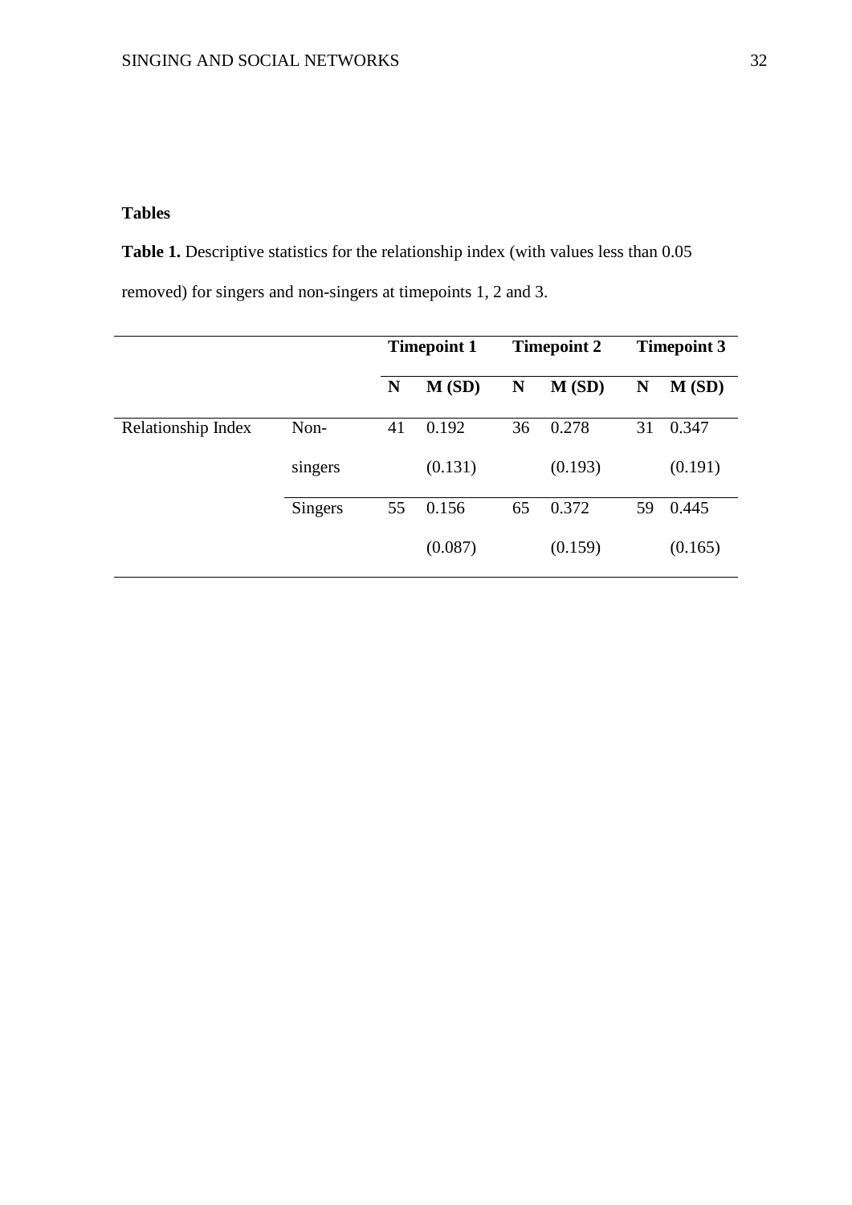## Tables

**Table 1.** Descriptive statistics for the relationship index (with values less than 0.05 removed) for singers and non-singers at timepoints 1, 2 and 3.

| | | **Timepoint 1** | | **Timepoint 2** | | **Timepoint 3** | |
|---|---|---|---|---|---|---|---|
| | | **N** | **M (SD)** | **N** | **M (SD)** | **N** | **M (SD)** |
| Relationship Index | Non-singers | 41 | 0.192 (0.131) | 36 | 0.278 (0.193) | 31 | 0.347 (0.191) |
| | Singers | 55 | 0.156 (0.087) | 65 | 0.372 (0.159) | 59 | 0.445 (0.165) |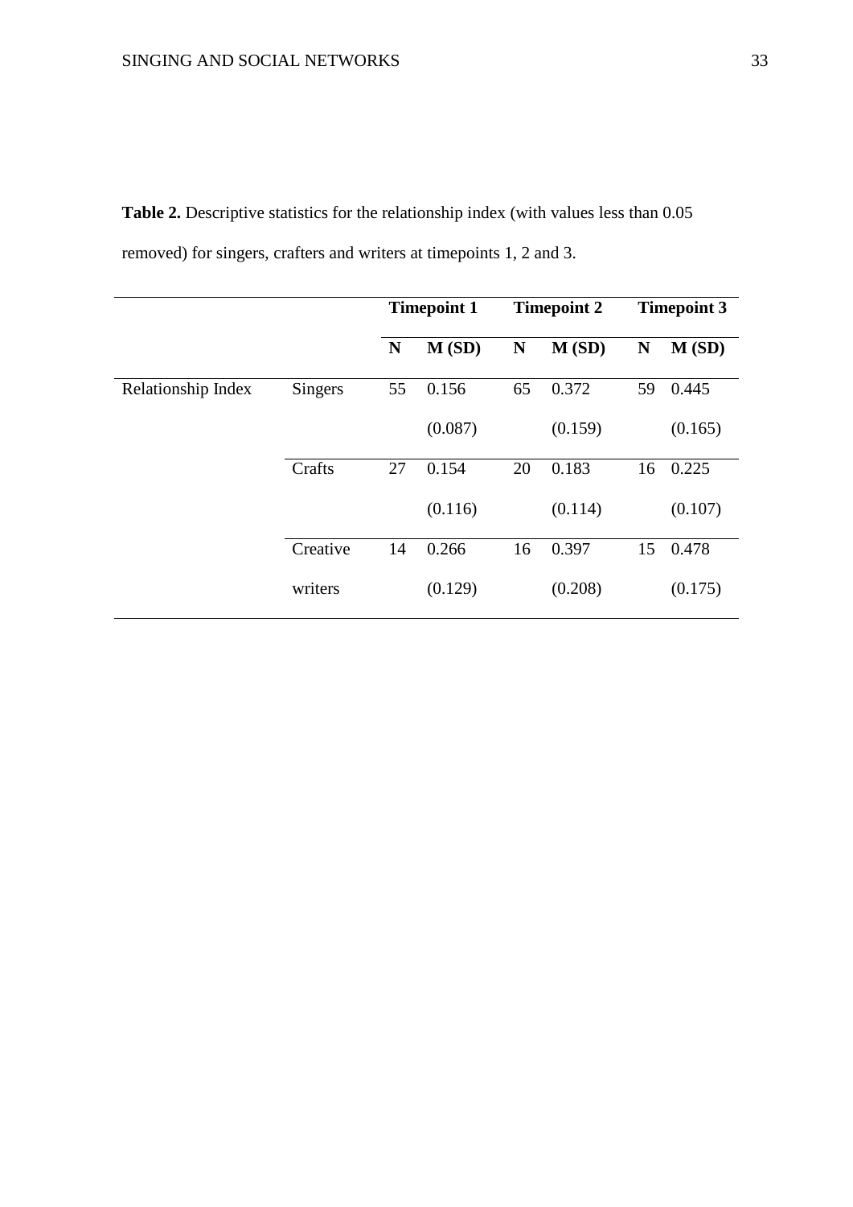**Table 2.** Descriptive statistics for the relationship index (with values less than 0.05 removed) for singers, crafters and writers at timepoints 1, 2 and 3.

| | | Timepoint 1 | | Timepoint 2 | | Timepoint 3 | |
|---|---|---|---|---|---|---|---|
| | | **N** | **M (SD)** | **N** | **M (SD)** | **N** | **M (SD)** |
| Relationship Index | Singers | 55 | 0.156 (0.087) | 65 | 0.372 (0.159) | 59 | 0.445 (0.165) |
| | Crafts | 27 | 0.154 (0.116) | 20 | 0.183 (0.114) | 16 | 0.225 (0.107) |
| | Creative writers | 14 | 0.266 (0.129) | 16 | 0.397 (0.208) | 15 | 0.478 (0.175) |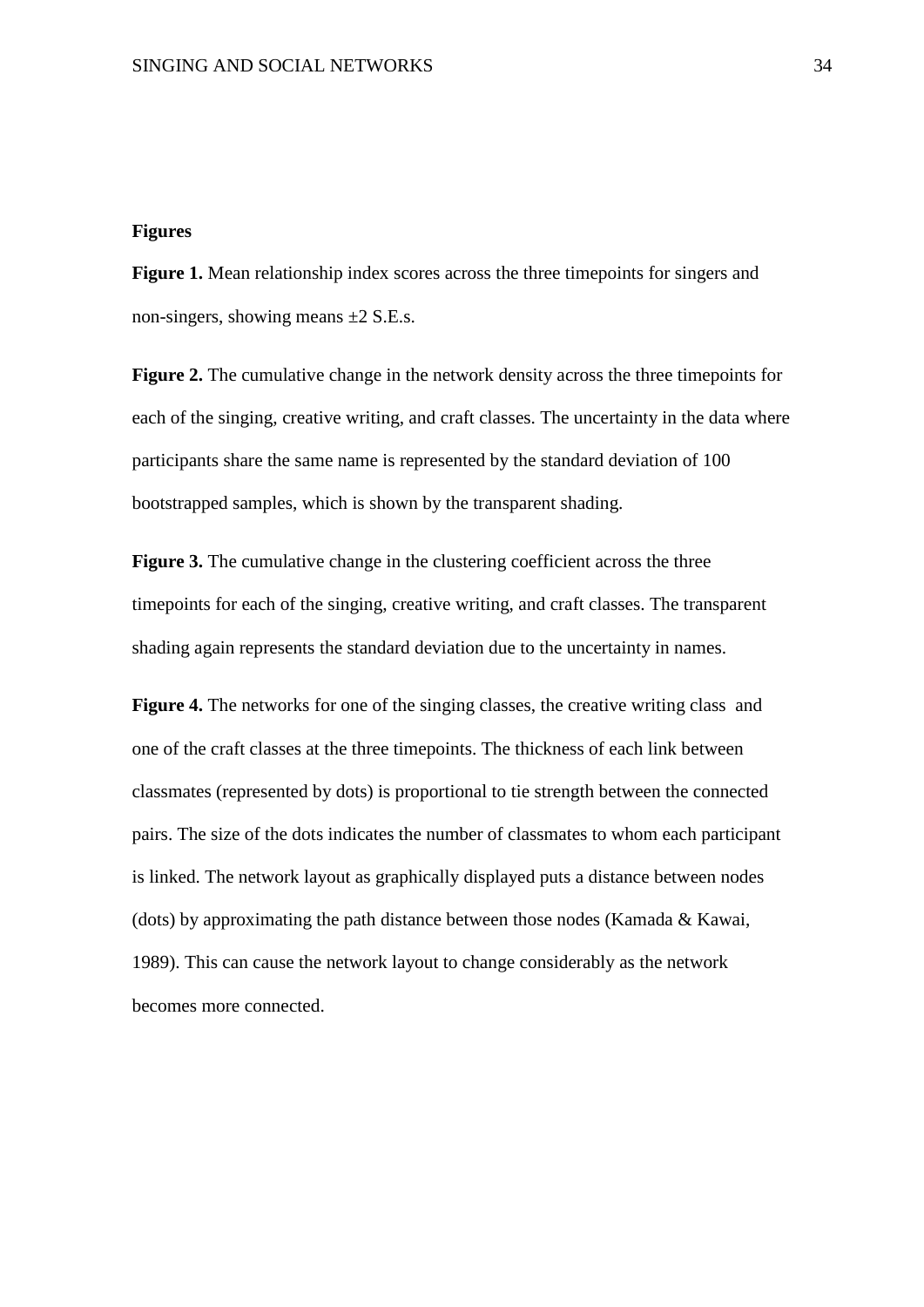**Figures**

**Figure 1.** Mean relationship index scores across the three timepoints for singers and non-singers, showing means ±2 S.E.s.

**Figure 2.** The cumulative change in the network density across the three timepoints for each of the singing, creative writing, and craft classes. The uncertainty in the data where participants share the same name is represented by the standard deviation of 100 bootstrapped samples, which is shown by the transparent shading.

**Figure 3.** The cumulative change in the clustering coefficient across the three timepoints for each of the singing, creative writing, and craft classes. The transparent shading again represents the standard deviation due to the uncertainty in names.

**Figure 4.** The networks for one of the singing classes, the creative writing class and one of the craft classes at the three timepoints. The thickness of each link between classmates (represented by dots) is proportional to tie strength between the connected pairs. The size of the dots indicates the number of classmates to whom each participant is linked. The network layout as graphically displayed puts a distance between nodes (dots) by approximating the path distance between those nodes (Kamada & Kawai, 1989). This can cause the network layout to change considerably as the network becomes more connected.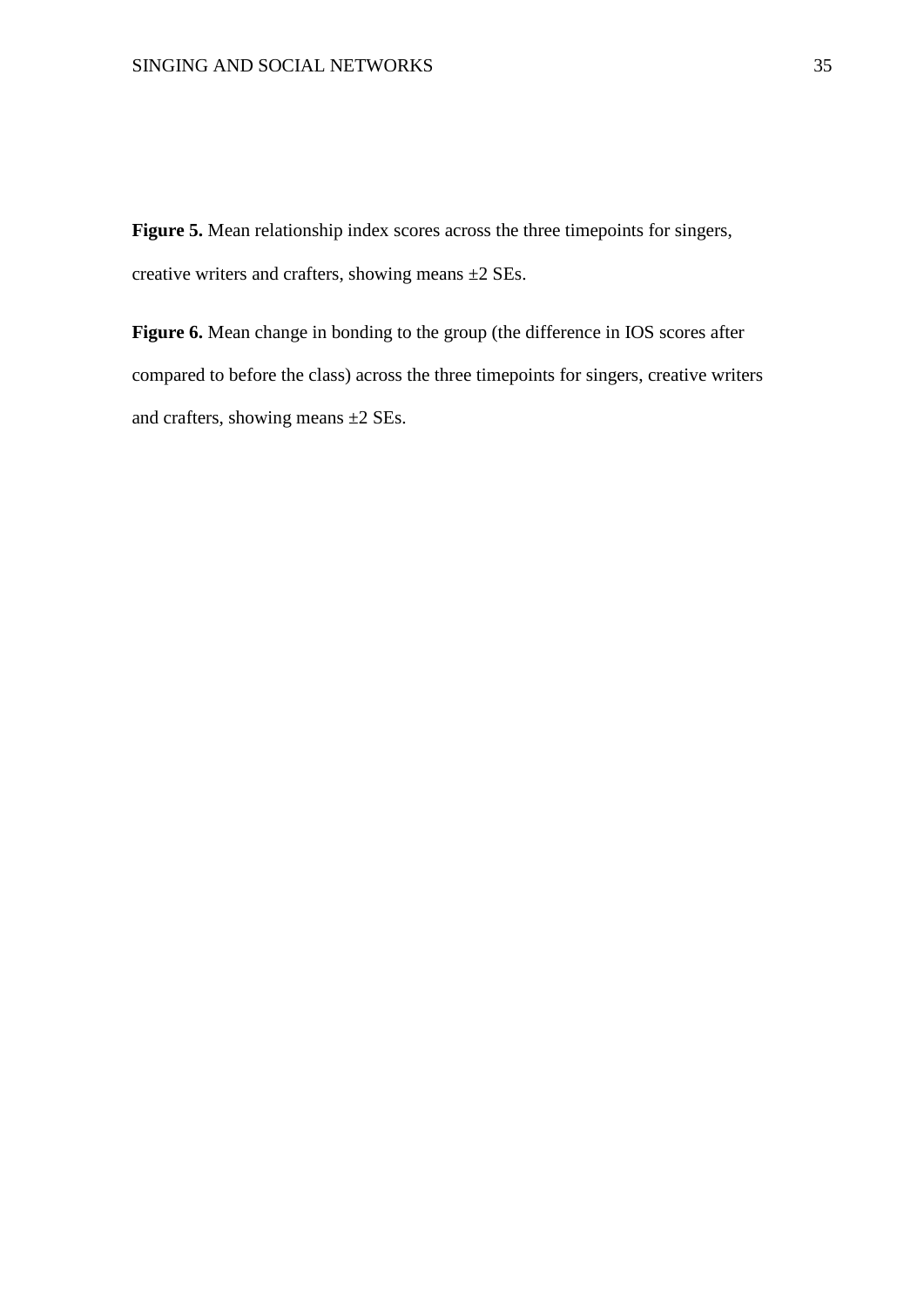**Figure 5.** Mean relationship index scores across the three timepoints for singers, creative writers and crafters, showing means ±2 SEs.

**Figure 6.** Mean change in bonding to the group (the difference in IOS scores after compared to before the class) across the three timepoints for singers, creative writers and crafters, showing means ±2 SEs.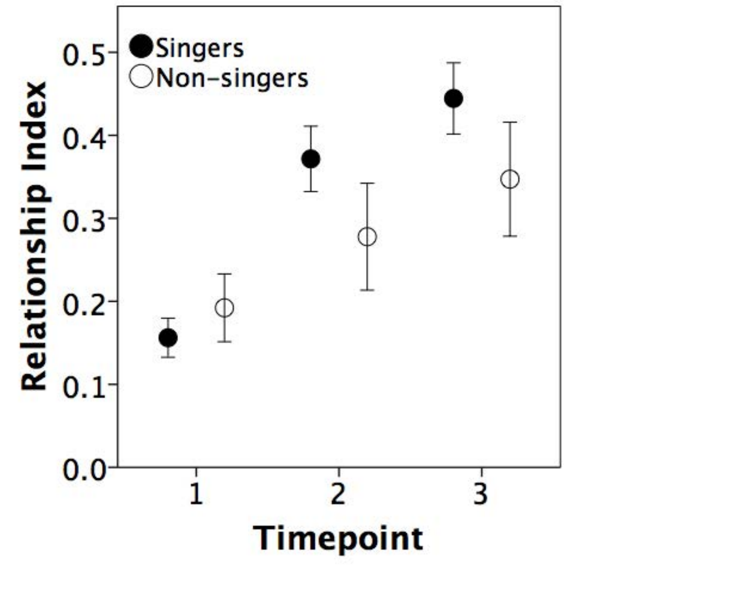Singers
Non-singers

Relationship Index

0.5
0.4
0.3
0.2
0.1
0.0

1
2
3

Timepoint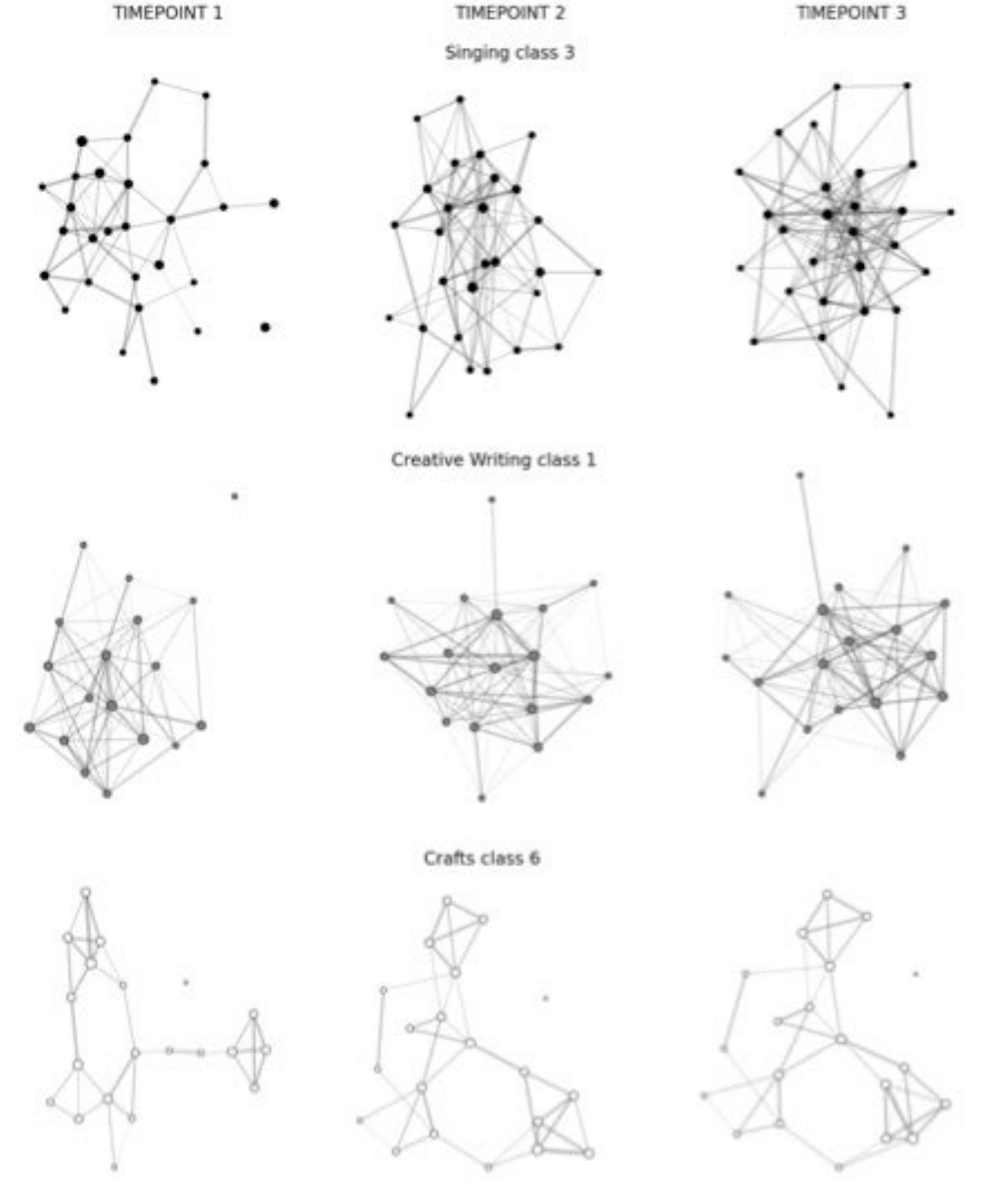TIMEPOINT 1 | TIMEPOINT 2 | TIMEPOINT 3

Singing class 3

Creative Writing class 1

Crafts class 6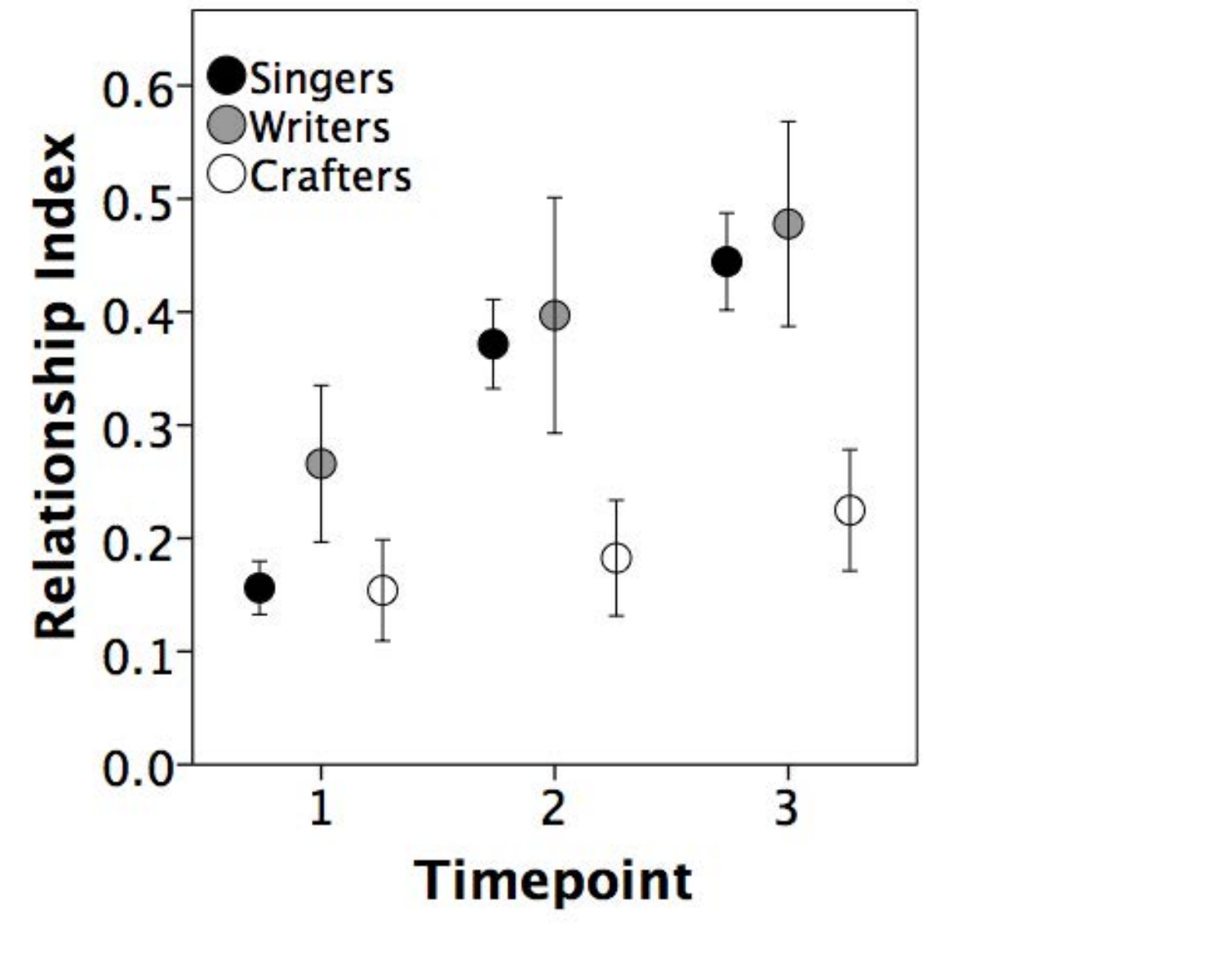Singers
Writers
Crafters

Relationship Index

0.0
0.1
0.2
0.3
0.4
0.5
0.6

1
2
3

Timepoint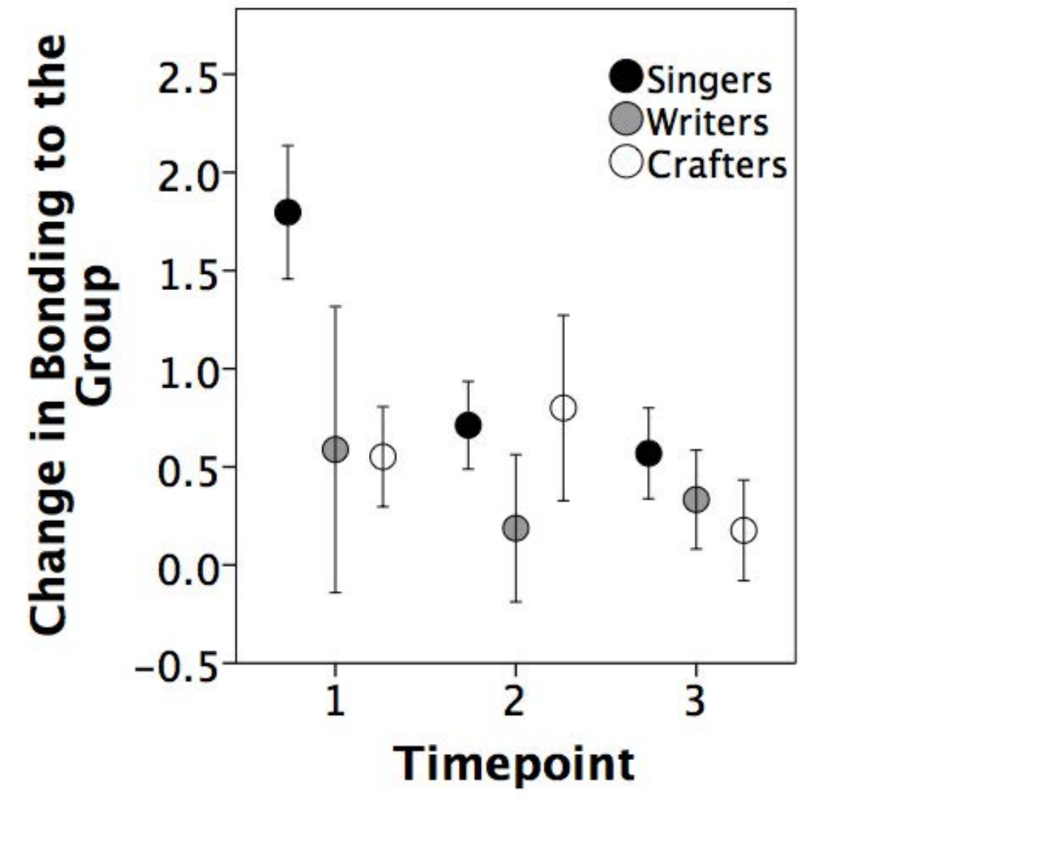Change in Bonding to the Group

2.5
2.0
1.5
1.0
0.5
0.0
−0.5

Singers
Writers
Crafters

1
2
3

Timepoint